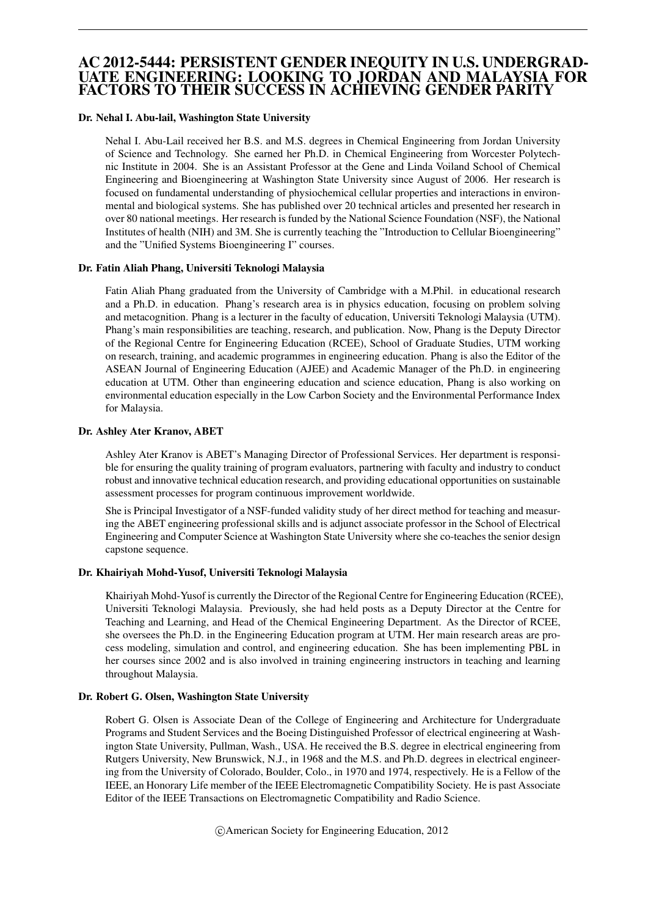# AC 2012-5444: PERSISTENT GENDER INEQUITY IN U.S. UNDERGRADUATE ENGINEERING: LOOKING TO JORDAN AND MALAYSIA FOR FACTORS TO THEIR SUCCESS IN ACHIEVING GENDER PARITY

**Dr. Nehal I. Abu-lail, Washington State University**

Nehal I. Abu-Lail received her B.S. and M.S. degrees in Chemical Engineering from Jordan University of Science and Technology. She earned her Ph.D. in Chemical Engineering from Worcester Polytechnic Institute in 2004. She is an Assistant Professor at the Gene and Linda Voiland School of Chemical Engineering and Bioengineering at Washington State University since August of 2006. Her research is focused on fundamental understanding of physiochemical cellular properties and interactions in environmental and biological systems. She has published over 20 technical articles and presented her research in over 80 national meetings. Her research is funded by the National Science Foundation (NSF), the National Institutes of health (NIH) and 3M. She is currently teaching the "Introduction to Cellular Bioengineering" and the "Unified Systems Bioengineering I" courses.

**Dr. Fatin Aliah Phang, Universiti Teknologi Malaysia**

Fatin Aliah Phang graduated from the University of Cambridge with a M.Phil. in educational research and a Ph.D. in education. Phang's research area is in physics education, focusing on problem solving and metacognition. Phang is a lecturer in the faculty of education, Universiti Teknologi Malaysia (UTM). Phang's main responsibilities are teaching, research, and publication. Now, Phang is the Deputy Director of the Regional Centre for Engineering Education (RCEE), School of Graduate Studies, UTM working on research, training, and academic programmes in engineering education. Phang is also the Editor of the ASEAN Journal of Engineering Education (AJEE) and Academic Manager of the Ph.D. in engineering education at UTM. Other than engineering education and science education, Phang is also working on environmental education especially in the Low Carbon Society and the Environmental Performance Index for Malaysia.

**Dr. Ashley Ater Kranov, ABET**

Ashley Ater Kranov is ABET's Managing Director of Professional Services. Her department is responsible for ensuring the quality training of program evaluators, partnering with faculty and industry to conduct robust and innovative technical education research, and providing educational opportunities on sustainable assessment processes for program continuous improvement worldwide.

She is Principal Investigator of a NSF-funded validity study of her direct method for teaching and measuring the ABET engineering professional skills and is adjunct associate professor in the School of Electrical Engineering and Computer Science at Washington State University where she co-teaches the senior design capstone sequence.

**Dr. Khairiyah Mohd-Yusof, Universiti Teknologi Malaysia**

Khairiyah Mohd-Yusof is currently the Director of the Regional Centre for Engineering Education (RCEE), Universiti Teknologi Malaysia. Previously, she had held posts as a Deputy Director at the Centre for Teaching and Learning, and Head of the Chemical Engineering Department. As the Director of RCEE, she oversees the Ph.D. in the Engineering Education program at UTM. Her main research areas are process modeling, simulation and control, and engineering education. She has been implementing PBL in her courses since 2002 and is also involved in training engineering instructors in teaching and learning throughout Malaysia.

**Dr. Robert G. Olsen, Washington State University**

Robert G. Olsen is Associate Dean of the College of Engineering and Architecture for Undergraduate Programs and Student Services and the Boeing Distinguished Professor of electrical engineering at Washington State University, Pullman, Wash., USA. He received the B.S. degree in electrical engineering from Rutgers University, New Brunswick, N.J., in 1968 and the M.S. and Ph.D. degrees in electrical engineering from the University of Colorado, Boulder, Colo., in 1970 and 1974, respectively. He is a Fellow of the IEEE, an Honorary Life member of the IEEE Electromagnetic Compatibility Society. He is past Associate Editor of the IEEE Transactions on Electromagnetic Compatibility and Radio Science.

©American Society for Engineering Education, 2012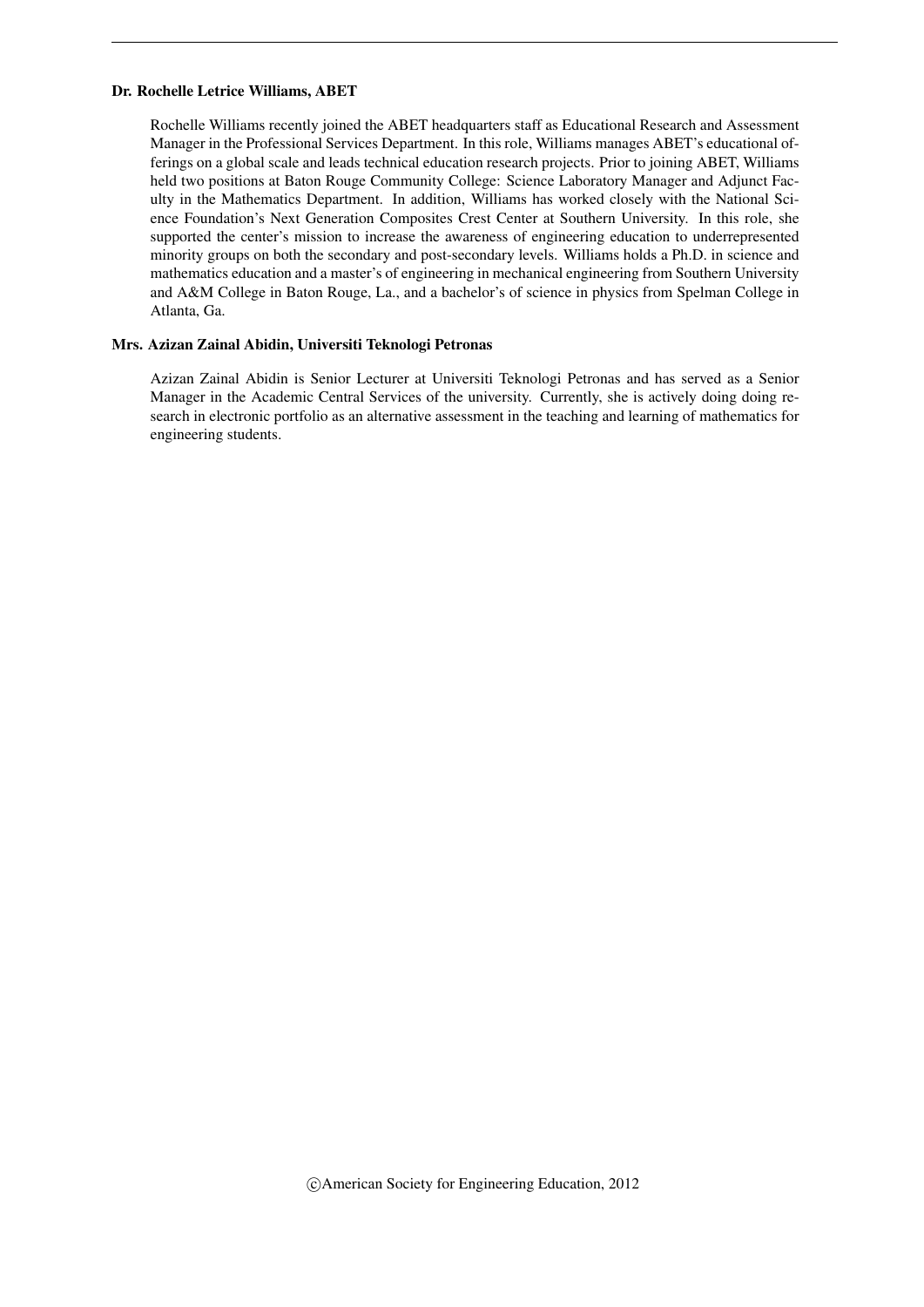**Dr. Rochelle Letrice Williams, ABET**

Rochelle Williams recently joined the ABET headquarters staff as Educational Research and Assessment Manager in the Professional Services Department. In this role, Williams manages ABET's educational offerings on a global scale and leads technical education research projects. Prior to joining ABET, Williams held two positions at Baton Rouge Community College: Science Laboratory Manager and Adjunct Faculty in the Mathematics Department. In addition, Williams has worked closely with the National Science Foundation's Next Generation Composites Crest Center at Southern University. In this role, she supported the center's mission to increase the awareness of engineering education to underrepresented minority groups on both the secondary and post-secondary levels. Williams holds a Ph.D. in science and mathematics education and a master's of engineering in mechanical engineering from Southern University and A&M College in Baton Rouge, La., and a bachelor's of science in physics from Spelman College in Atlanta, Ga.

**Mrs. Azizan Zainal Abidin, Universiti Teknologi Petronas**

Azizan Zainal Abidin is Senior Lecturer at Universiti Teknologi Petronas and has served as a Senior Manager in the Academic Central Services of the university. Currently, she is actively doing doing research in electronic portfolio as an alternative assessment in the teaching and learning of mathematics for engineering students.

©American Society for Engineering Education, 2012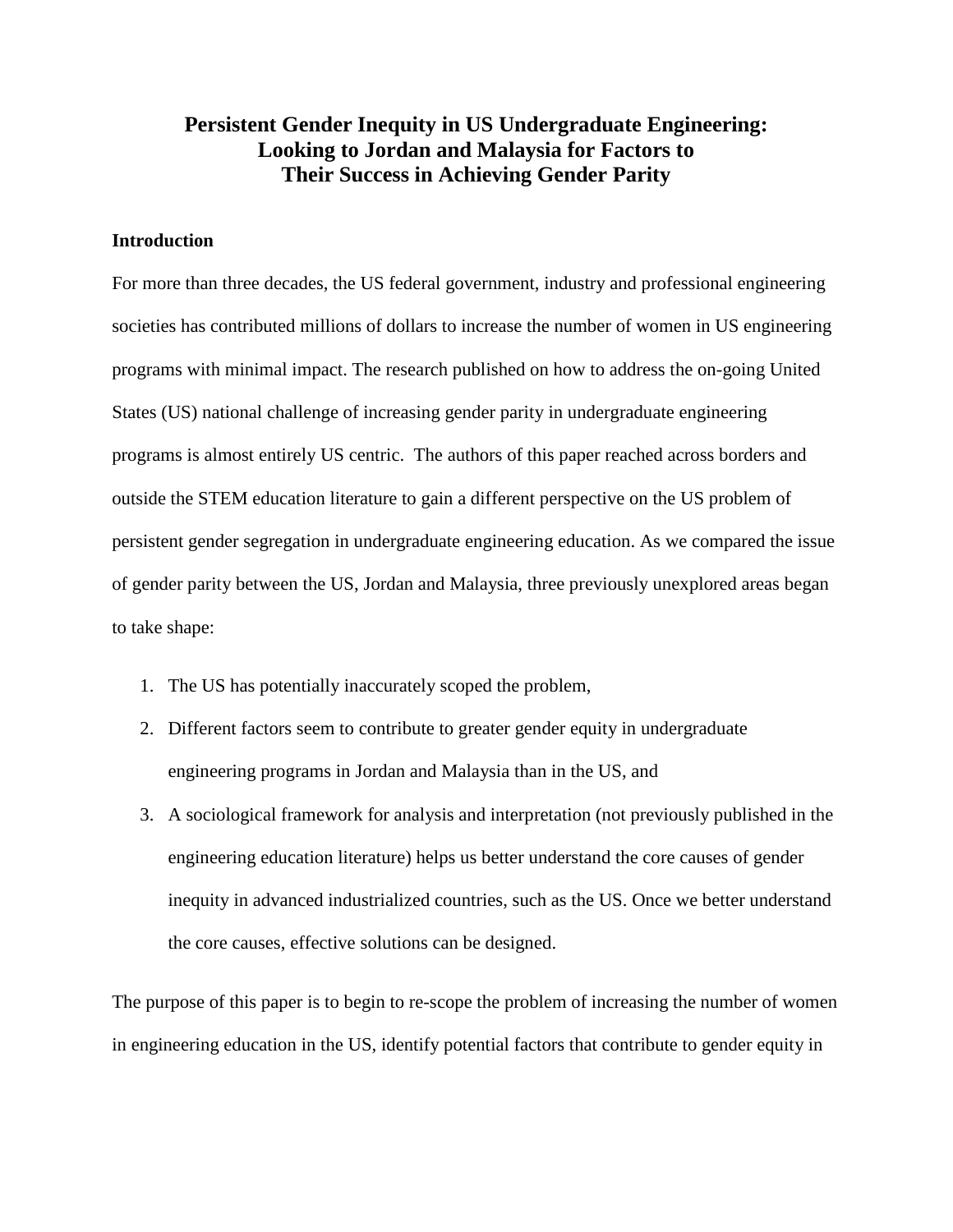# Persistent Gender Inequity in US Undergraduate Engineering: Looking to Jordan and Malaysia for Factors to Their Success in Achieving Gender Parity

## Introduction

For more than three decades, the US federal government, industry and professional engineering societies has contributed millions of dollars to increase the number of women in US engineering programs with minimal impact. The research published on how to address the on-going United States (US) national challenge of increasing gender parity in undergraduate engineering programs is almost entirely US centric. The authors of this paper reached across borders and outside the STEM education literature to gain a different perspective on the US problem of persistent gender segregation in undergraduate engineering education. As we compared the issue of gender parity between the US, Jordan and Malaysia, three previously unexplored areas began to take shape:

1. The US has potentially inaccurately scoped the problem,
2. Different factors seem to contribute to greater gender equity in undergraduate engineering programs in Jordan and Malaysia than in the US, and
3. A sociological framework for analysis and interpretation (not previously published in the engineering education literature) helps us better understand the core causes of gender inequity in advanced industrialized countries, such as the US. Once we better understand the core causes, effective solutions can be designed.

The purpose of this paper is to begin to re-scope the problem of increasing the number of women in engineering education in the US, identify potential factors that contribute to gender equity in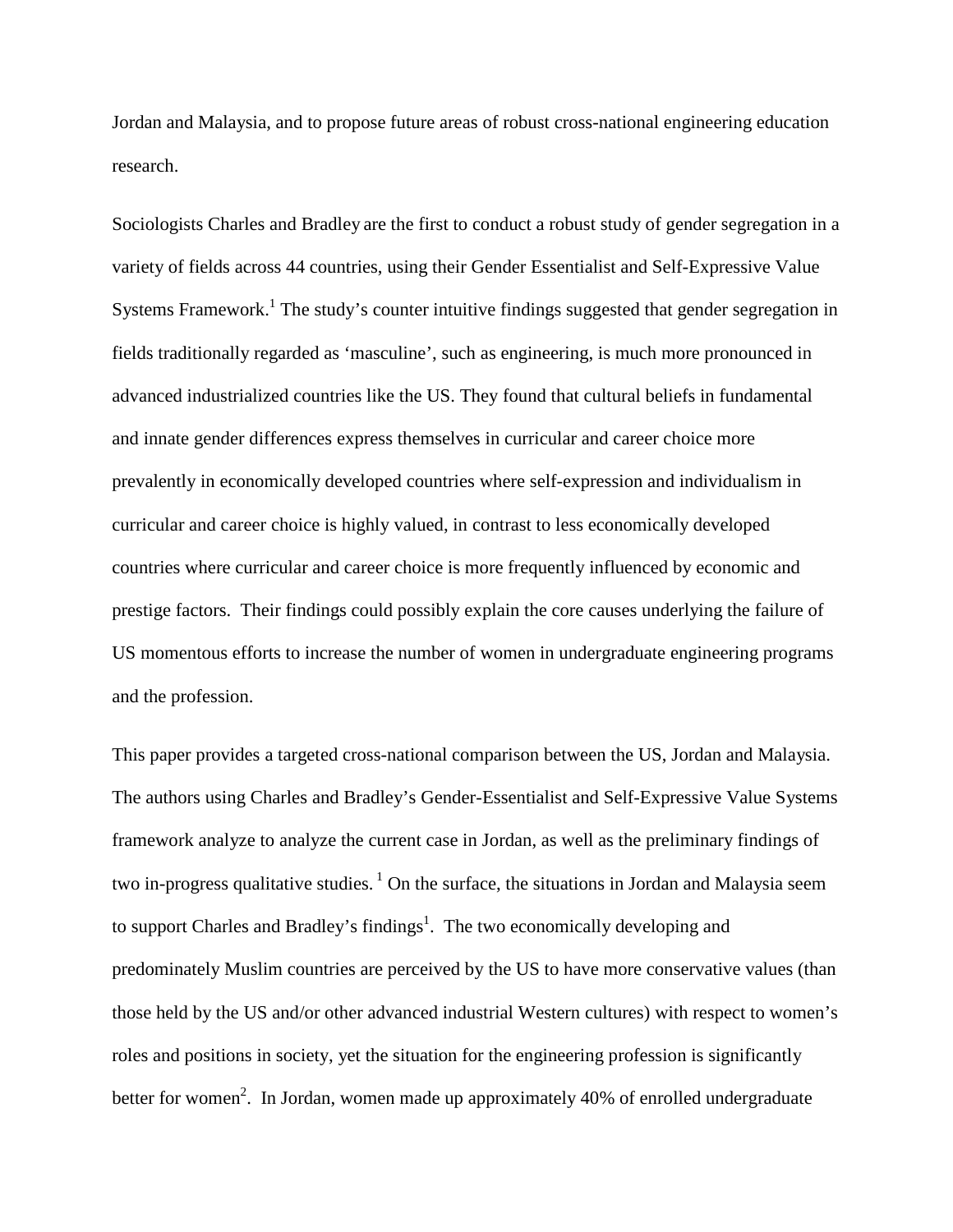Jordan and Malaysia, and to propose future areas of robust cross-national engineering education research.

Sociologists Charles and Bradley are the first to conduct a robust study of gender segregation in a variety of fields across 44 countries, using their Gender Essentialist and Self-Expressive Value Systems Framework.[1] The study's counter intuitive findings suggested that gender segregation in fields traditionally regarded as 'masculine', such as engineering, is much more pronounced in advanced industrialized countries like the US. They found that cultural beliefs in fundamental and innate gender differences express themselves in curricular and career choice more prevalently in economically developed countries where self-expression and individualism in curricular and career choice is highly valued, in contrast to less economically developed countries where curricular and career choice is more frequently influenced by economic and prestige factors. Their findings could possibly explain the core causes underlying the failure of US momentous efforts to increase the number of women in undergraduate engineering programs and the profession.

This paper provides a targeted cross-national comparison between the US, Jordan and Malaysia. The authors using Charles and Bradley's Gender-Essentialist and Self-Expressive Value Systems framework analyze to analyze the current case in Jordan, as well as the preliminary findings of two in-progress qualitative studies. [1] On the surface, the situations in Jordan and Malaysia seem to support Charles and Bradley's findings[1]. The two economically developing and predominately Muslim countries are perceived by the US to have more conservative values (than those held by the US and/or other advanced industrial Western cultures) with respect to women's roles and positions in society, yet the situation for the engineering profession is significantly better for women[2]. In Jordan, women made up approximately 40% of enrolled undergraduate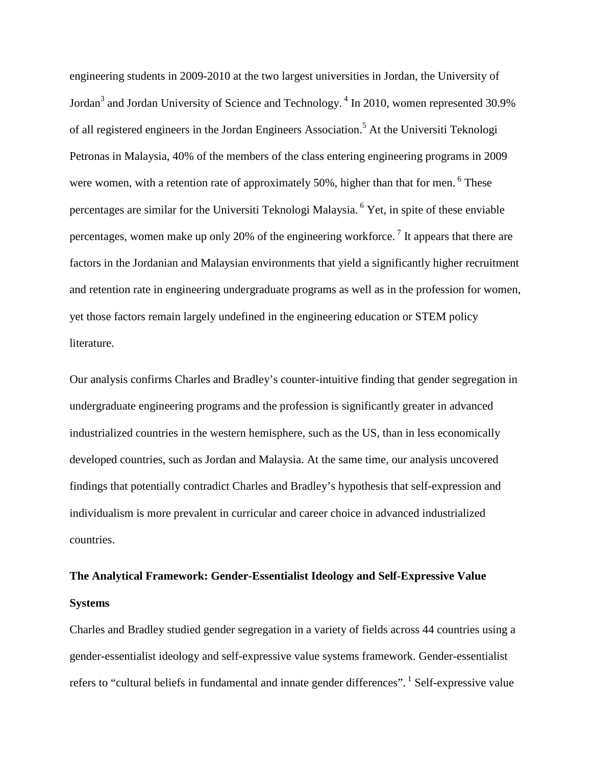engineering students in 2009-2010 at the two largest universities in Jordan, the University of Jordan[3] and Jordan University of Science and Technology.[4] In 2010, women represented 30.9% of all registered engineers in the Jordan Engineers Association.[5] At the Universiti Teknologi Petronas in Malaysia, 40% of the members of the class entering engineering programs in 2009 were women, with a retention rate of approximately 50%, higher than that for men.[6] These percentages are similar for the Universiti Teknologi Malaysia.[6] Yet, in spite of these enviable percentages, women make up only 20% of the engineering workforce.[7] It appears that there are factors in the Jordanian and Malaysian environments that yield a significantly higher recruitment and retention rate in engineering undergraduate programs as well as in the profession for women, yet those factors remain largely undefined in the engineering education or STEM policy literature.

Our analysis confirms Charles and Bradley's counter-intuitive finding that gender segregation in undergraduate engineering programs and the profession is significantly greater in advanced industrialized countries in the western hemisphere, such as the US, than in less economically developed countries, such as Jordan and Malaysia. At the same time, our analysis uncovered findings that potentially contradict Charles and Bradley's hypothesis that self-expression and individualism is more prevalent in curricular and career choice in advanced industrialized countries.

## The Analytical Framework: Gender-Essentialist Ideology and Self-Expressive Value Systems

Charles and Bradley studied gender segregation in a variety of fields across 44 countries using a gender-essentialist ideology and self-expressive value systems framework. Gender-essentialist refers to "cultural beliefs in fundamental and innate gender differences".[1] Self-expressive value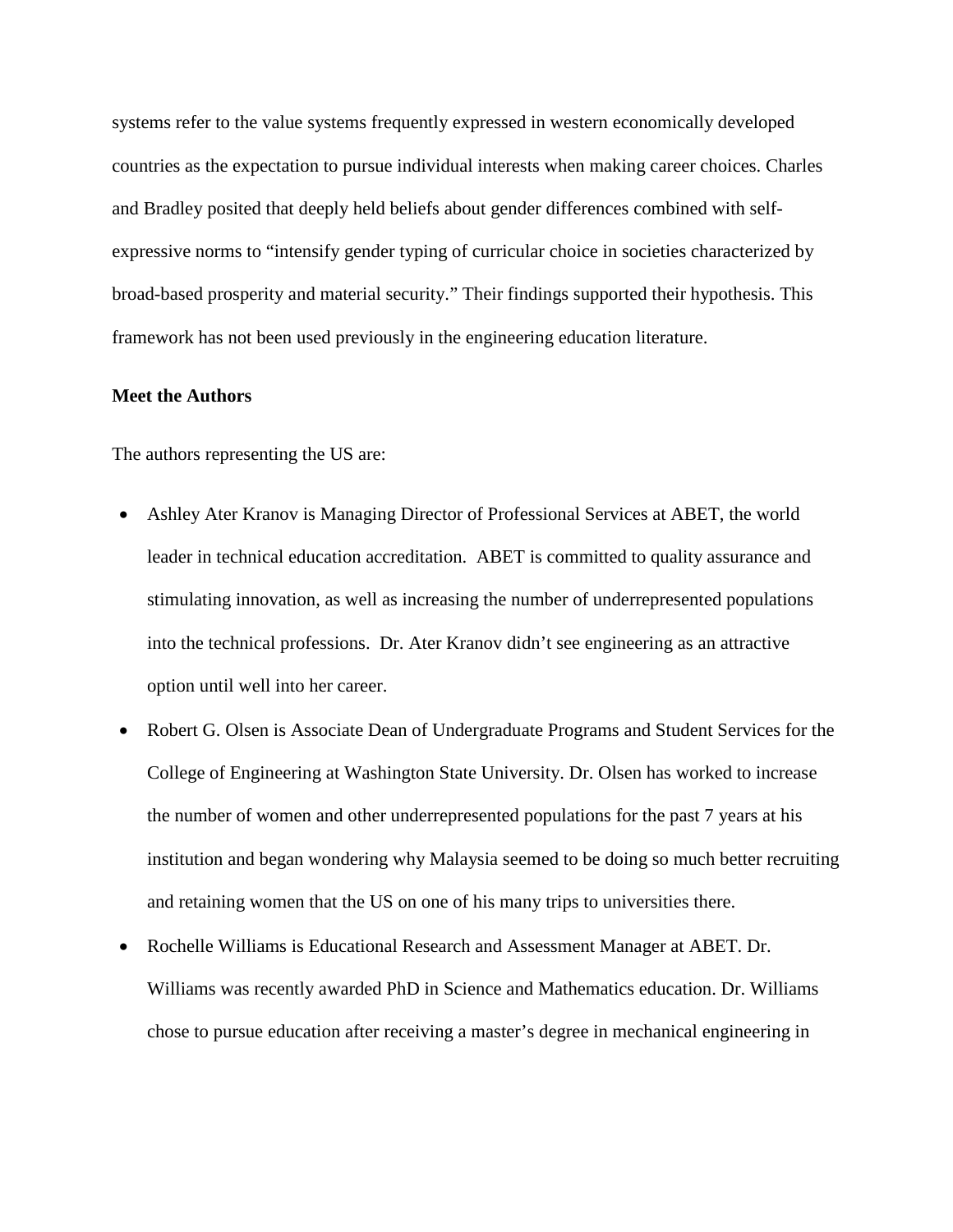systems refer to the value systems frequently expressed in western economically developed countries as the expectation to pursue individual interests when making career choices. Charles and Bradley posited that deeply held beliefs about gender differences combined with self-expressive norms to "intensify gender typing of curricular choice in societies characterized by broad-based prosperity and material security." Their findings supported their hypothesis. This framework has not been used previously in the engineering education literature.

**Meet the Authors**

The authors representing the US are:

- Ashley Ater Kranov is Managing Director of Professional Services at ABET, the world leader in technical education accreditation. ABET is committed to quality assurance and stimulating innovation, as well as increasing the number of underrepresented populations into the technical professions. Dr. Ater Kranov didn't see engineering as an attractive option until well into her career.
- Robert G. Olsen is Associate Dean of Undergraduate Programs and Student Services for the College of Engineering at Washington State University. Dr. Olsen has worked to increase the number of women and other underrepresented populations for the past 7 years at his institution and began wondering why Malaysia seemed to be doing so much better recruiting and retaining women that the US on one of his many trips to universities there.
- Rochelle Williams is Educational Research and Assessment Manager at ABET. Dr. Williams was recently awarded PhD in Science and Mathematics education. Dr. Williams chose to pursue education after receiving a master's degree in mechanical engineering in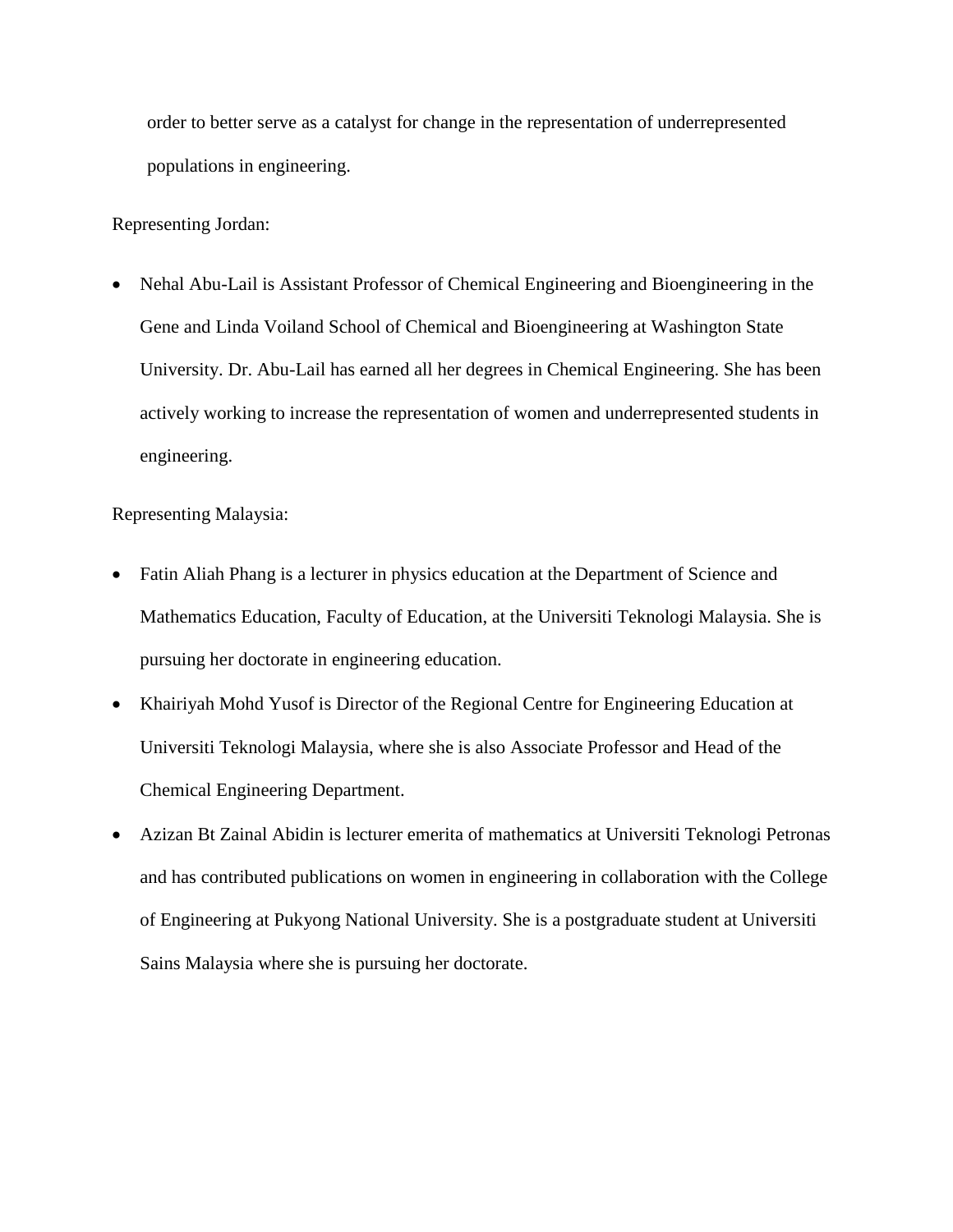order to better serve as a catalyst for change in the representation of underrepresented populations in engineering.

Representing Jordan:

- Nehal Abu-Lail is Assistant Professor of Chemical Engineering and Bioengineering in the Gene and Linda Voiland School of Chemical and Bioengineering at Washington State University. Dr. Abu-Lail has earned all her degrees in Chemical Engineering. She has been actively working to increase the representation of women and underrepresented students in engineering.

Representing Malaysia:

- Fatin Aliah Phang is a lecturer in physics education at the Department of Science and Mathematics Education, Faculty of Education, at the Universiti Teknologi Malaysia. She is pursuing her doctorate in engineering education.
- Khairiyah Mohd Yusof is Director of the Regional Centre for Engineering Education at Universiti Teknologi Malaysia, where she is also Associate Professor and Head of the Chemical Engineering Department.
- Azizan Bt Zainal Abidin is lecturer emerita of mathematics at Universiti Teknologi Petronas and has contributed publications on women in engineering in collaboration with the College of Engineering at Pukyong National University. She is a postgraduate student at Universiti Sains Malaysia where she is pursuing her doctorate.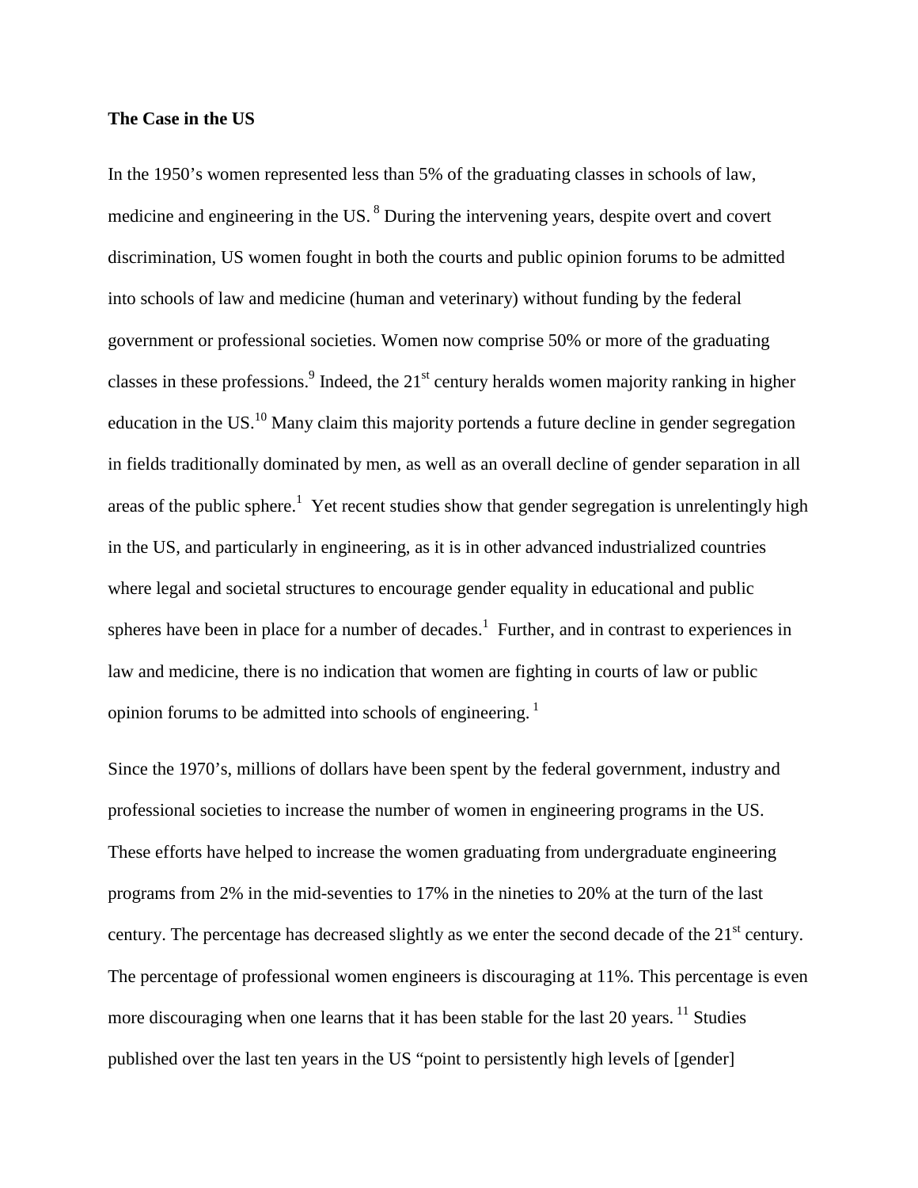**The Case in the US**

In the 1950's women represented less than 5% of the graduating classes in schools of law, medicine and engineering in the US. [8] During the intervening years, despite overt and covert discrimination, US women fought in both the courts and public opinion forums to be admitted into schools of law and medicine (human and veterinary) without funding by the federal government or professional societies. Women now comprise 50% or more of the graduating classes in these professions.[9] Indeed, the 21st century heralds women majority ranking in higher education in the US.[10] Many claim this majority portends a future decline in gender segregation in fields traditionally dominated by men, as well as an overall decline of gender separation in all areas of the public sphere.[1] Yet recent studies show that gender segregation is unrelentingly high in the US, and particularly in engineering, as it is in other advanced industrialized countries where legal and societal structures to encourage gender equality in educational and public spheres have been in place for a number of decades.[1] Further, and in contrast to experiences in law and medicine, there is no indication that women are fighting in courts of law or public opinion forums to be admitted into schools of engineering. [1]

Since the 1970's, millions of dollars have been spent by the federal government, industry and professional societies to increase the number of women in engineering programs in the US. These efforts have helped to increase the women graduating from undergraduate engineering programs from 2% in the mid-seventies to 17% in the nineties to 20% at the turn of the last century. The percentage has decreased slightly as we enter the second decade of the 21st century. The percentage of professional women engineers is discouraging at 11%. This percentage is even more discouraging when one learns that it has been stable for the last 20 years. [11] Studies published over the last ten years in the US "point to persistently high levels of [gender]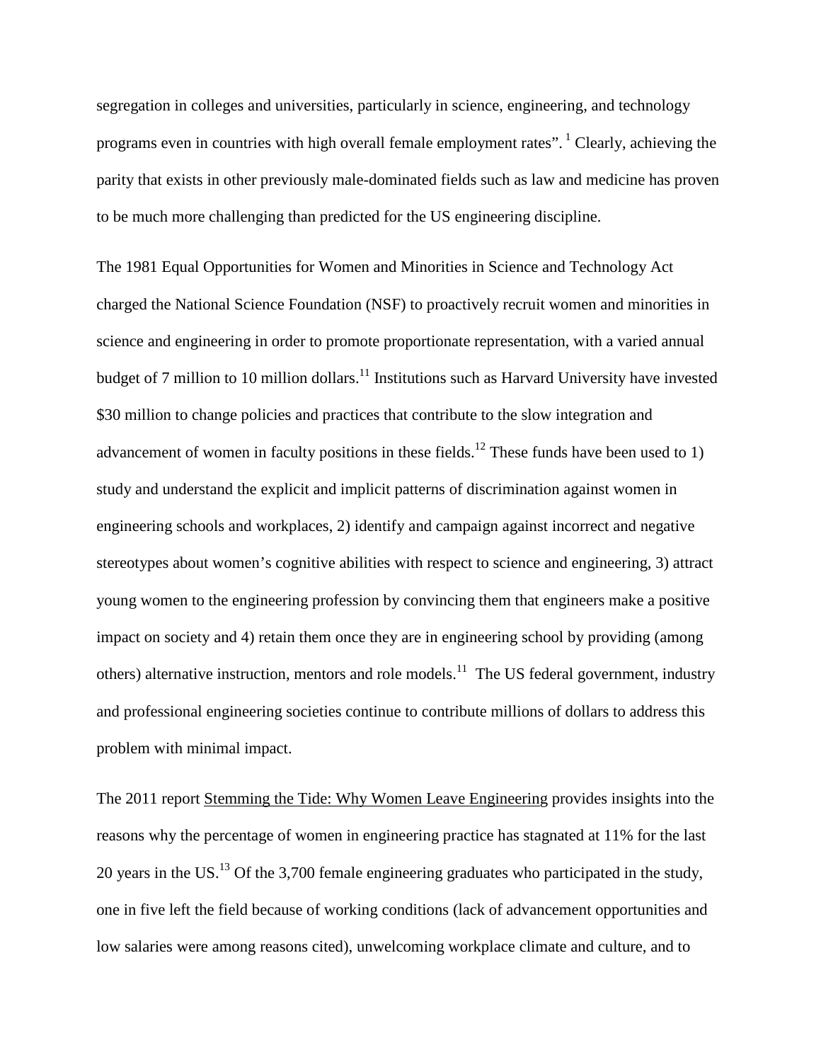segregation in colleges and universities, particularly in science, engineering, and technology programs even in countries with high overall female employment rates". [1] Clearly, achieving the parity that exists in other previously male-dominated fields such as law and medicine has proven to be much more challenging than predicted for the US engineering discipline.

The 1981 Equal Opportunities for Women and Minorities in Science and Technology Act charged the National Science Foundation (NSF) to proactively recruit women and minorities in science and engineering in order to promote proportionate representation, with a varied annual budget of 7 million to 10 million dollars.[11] Institutions such as Harvard University have invested $30 million to change policies and practices that contribute to the slow integration and advancement of women in faculty positions in these fields.[12] These funds have been used to 1) study and understand the explicit and implicit patterns of discrimination against women in engineering schools and workplaces, 2) identify and campaign against incorrect and negative stereotypes about women's cognitive abilities with respect to science and engineering, 3) attract young women to the engineering profession by convincing them that engineers make a positive impact on society and 4) retain them once they are in engineering school by providing (among others) alternative instruction, mentors and role models.[11] The US federal government, industry and professional engineering societies continue to contribute millions of dollars to address this problem with minimal impact.

The 2011 report Stemming the Tide: Why Women Leave Engineering provides insights into the reasons why the percentage of women in engineering practice has stagnated at 11% for the last 20 years in the US.[13] Of the 3,700 female engineering graduates who participated in the study, one in five left the field because of working conditions (lack of advancement opportunities and low salaries were among reasons cited), unwelcoming workplace climate and culture, and to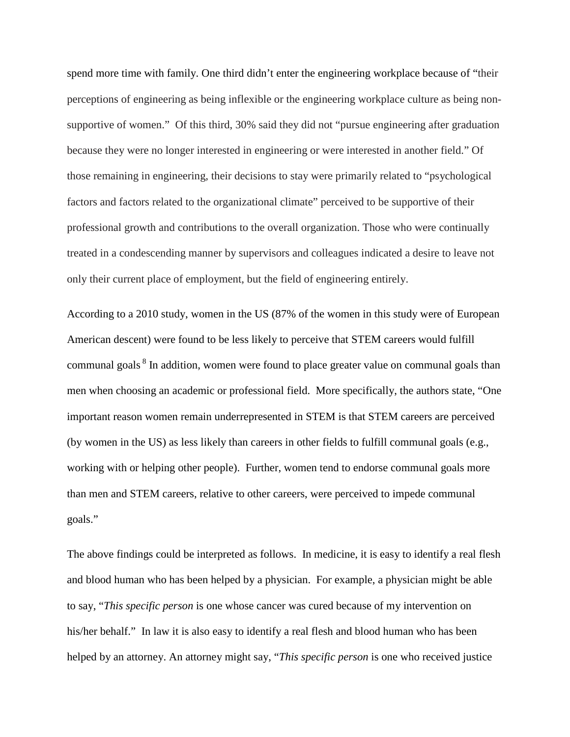spend more time with family. One third didn't enter the engineering workplace because of "their perceptions of engineering as being inflexible or the engineering workplace culture as being non-supportive of women." Of this third, 30% said they did not "pursue engineering after graduation because they were no longer interested in engineering or were interested in another field." Of those remaining in engineering, their decisions to stay were primarily related to "psychological factors and factors related to the organizational climate" perceived to be supportive of their professional growth and contributions to the overall organization. Those who were continually treated in a condescending manner by supervisors and colleagues indicated a desire to leave not only their current place of employment, but the field of engineering entirely.

According to a 2010 study, women in the US (87% of the women in this study were of European American descent) were found to be less likely to perceive that STEM careers would fulfill communal goals [8] In addition, women were found to place greater value on communal goals than men when choosing an academic or professional field. More specifically, the authors state, "One important reason women remain underrepresented in STEM is that STEM careers are perceived (by women in the US) as less likely than careers in other fields to fulfill communal goals (e.g., working with or helping other people). Further, women tend to endorse communal goals more than men and STEM careers, relative to other careers, were perceived to impede communal goals."

The above findings could be interpreted as follows. In medicine, it is easy to identify a real flesh and blood human who has been helped by a physician. For example, a physician might be able to say, "*This specific person* is one whose cancer was cured because of my intervention on his/her behalf." In law it is also easy to identify a real flesh and blood human who has been helped by an attorney. An attorney might say, "*This specific person* is one who received justice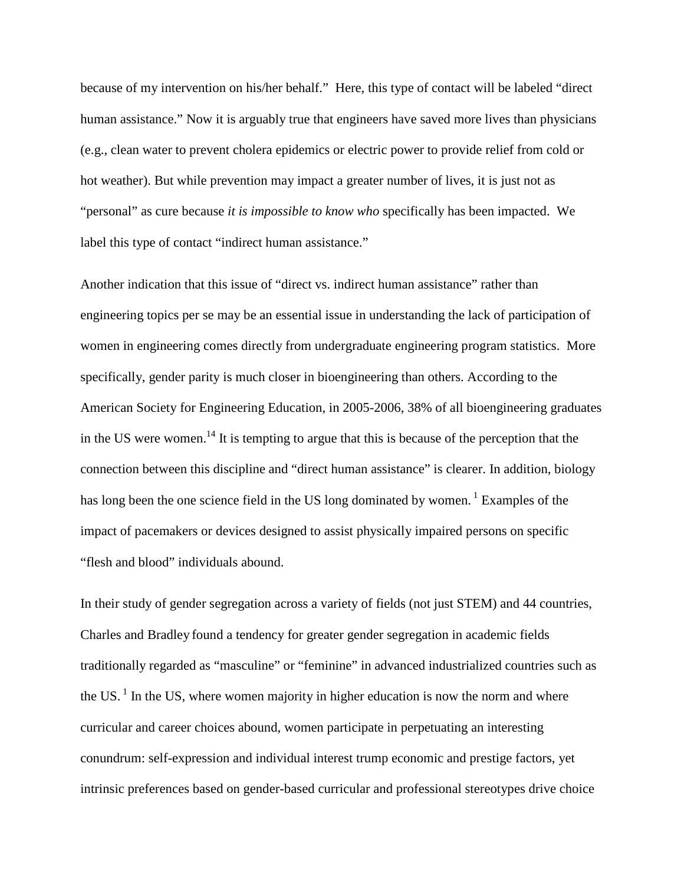because of my intervention on his/her behalf." Here, this type of contact will be labeled "direct human assistance." Now it is arguably true that engineers have saved more lives than physicians (e.g., clean water to prevent cholera epidemics or electric power to provide relief from cold or hot weather). But while prevention may impact a greater number of lives, it is just not as "personal" as cure because *it is impossible to know who* specifically has been impacted. We label this type of contact "indirect human assistance."

Another indication that this issue of "direct vs. indirect human assistance" rather than engineering topics per se may be an essential issue in understanding the lack of participation of women in engineering comes directly from undergraduate engineering program statistics. More specifically, gender parity is much closer in bioengineering than others. According to the American Society for Engineering Education, in 2005-2006, 38% of all bioengineering graduates in the US were women.[14] It is tempting to argue that this is because of the perception that the connection between this discipline and "direct human assistance" is clearer. In addition, biology has long been the one science field in the US long dominated by women.[1] Examples of the impact of pacemakers or devices designed to assist physically impaired persons on specific "flesh and blood" individuals abound.

In their study of gender segregation across a variety of fields (not just STEM) and 44 countries, Charles and Bradley found a tendency for greater gender segregation in academic fields traditionally regarded as "masculine" or "feminine" in advanced industrialized countries such as the US.[1] In the US, where women majority in higher education is now the norm and where curricular and career choices abound, women participate in perpetuating an interesting conundrum: self-expression and individual interest trump economic and prestige factors, yet intrinsic preferences based on gender-based curricular and professional stereotypes drive choice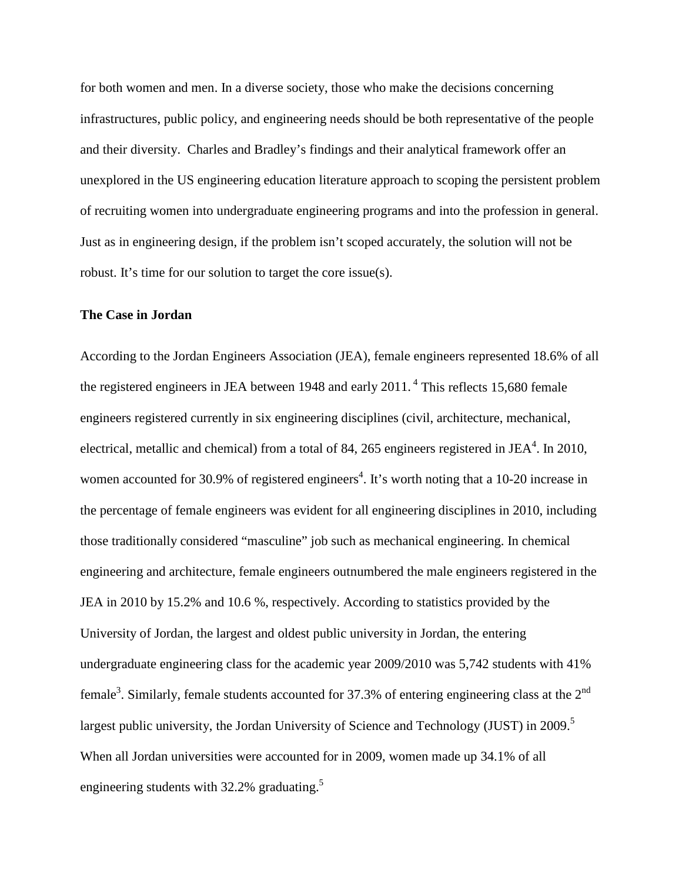for both women and men. In a diverse society, those who make the decisions concerning infrastructures, public policy, and engineering needs should be both representative of the people and their diversity. Charles and Bradley's findings and their analytical framework offer an unexplored in the US engineering education literature approach to scoping the persistent problem of recruiting women into undergraduate engineering programs and into the profession in general. Just as in engineering design, if the problem isn't scoped accurately, the solution will not be robust. It's time for our solution to target the core issue(s).

**The Case in Jordan**

According to the Jordan Engineers Association (JEA), female engineers represented 18.6% of all the registered engineers in JEA between 1948 and early 2011.[4] This reflects 15,680 female engineers registered currently in six engineering disciplines (civil, architecture, mechanical, electrical, metallic and chemical) from a total of 84, 265 engineers registered in JEA[4]. In 2010, women accounted for 30.9% of registered engineers[4]. It's worth noting that a 10-20 increase in the percentage of female engineers was evident for all engineering disciplines in 2010, including those traditionally considered "masculine" job such as mechanical engineering. In chemical engineering and architecture, female engineers outnumbered the male engineers registered in the JEA in 2010 by 15.2% and 10.6 %, respectively. According to statistics provided by the University of Jordan, the largest and oldest public university in Jordan, the entering undergraduate engineering class for the academic year 2009/2010 was 5,742 students with 41% female[3]. Similarly, female students accounted for 37.3% of entering engineering class at the 2nd largest public university, the Jordan University of Science and Technology (JUST) in 2009.[5] When all Jordan universities were accounted for in 2009, women made up 34.1% of all engineering students with 32.2% graduating.[5]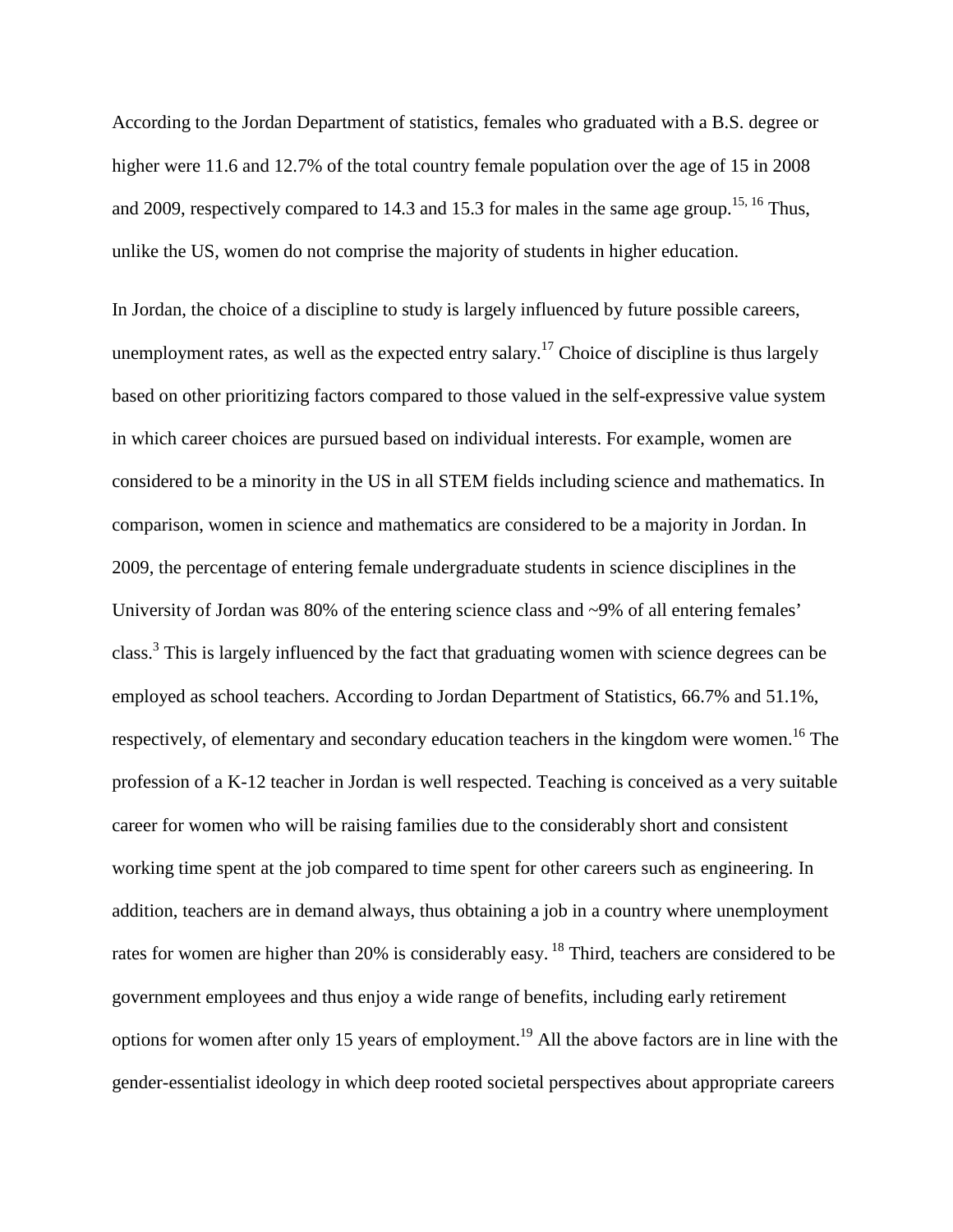According to the Jordan Department of statistics, females who graduated with a B.S. degree or higher were 11.6 and 12.7% of the total country female population over the age of 15 in 2008 and 2009, respectively compared to 14.3 and 15.3 for males in the same age group.[15, 16] Thus, unlike the US, women do not comprise the majority of students in higher education.

In Jordan, the choice of a discipline to study is largely influenced by future possible careers, unemployment rates, as well as the expected entry salary.[17] Choice of discipline is thus largely based on other prioritizing factors compared to those valued in the self-expressive value system in which career choices are pursued based on individual interests. For example, women are considered to be a minority in the US in all STEM fields including science and mathematics. In comparison, women in science and mathematics are considered to be a majority in Jordan. In 2009, the percentage of entering female undergraduate students in science disciplines in the University of Jordan was 80% of the entering science class and ~9% of all entering females' class.[3] This is largely influenced by the fact that graduating women with science degrees can be employed as school teachers. According to Jordan Department of Statistics, 66.7% and 51.1%, respectively, of elementary and secondary education teachers in the kingdom were women.[16] The profession of a K-12 teacher in Jordan is well respected. Teaching is conceived as a very suitable career for women who will be raising families due to the considerably short and consistent working time spent at the job compared to time spent for other careers such as engineering. In addition, teachers are in demand always, thus obtaining a job in a country where unemployment rates for women are higher than 20% is considerably easy. [18] Third, teachers are considered to be government employees and thus enjoy a wide range of benefits, including early retirement options for women after only 15 years of employment.[19] All the above factors are in line with the gender-essentialist ideology in which deep rooted societal perspectives about appropriate careers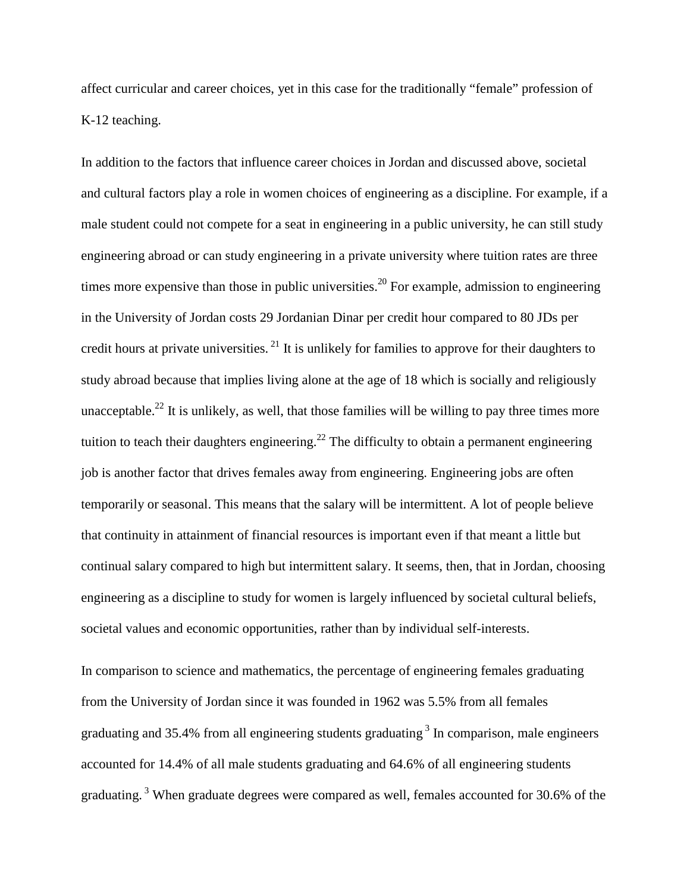affect curricular and career choices, yet in this case for the traditionally "female" profession of K-12 teaching.

In addition to the factors that influence career choices in Jordan and discussed above, societal and cultural factors play a role in women choices of engineering as a discipline. For example, if a male student could not compete for a seat in engineering in a public university, he can still study engineering abroad or can study engineering in a private university where tuition rates are three times more expensive than those in public universities.[20] For example, admission to engineering in the University of Jordan costs 29 Jordanian Dinar per credit hour compared to 80 JDs per credit hours at private universities. [21] It is unlikely for families to approve for their daughters to study abroad because that implies living alone at the age of 18 which is socially and religiously unacceptable.[22] It is unlikely, as well, that those families will be willing to pay three times more tuition to teach their daughters engineering.[22] The difficulty to obtain a permanent engineering job is another factor that drives females away from engineering. Engineering jobs are often temporarily or seasonal. This means that the salary will be intermittent. A lot of people believe that continuity in attainment of financial resources is important even if that meant a little but continual salary compared to high but intermittent salary. It seems, then, that in Jordan, choosing engineering as a discipline to study for women is largely influenced by societal cultural beliefs, societal values and economic opportunities, rather than by individual self-interests.

In comparison to science and mathematics, the percentage of engineering females graduating from the University of Jordan since it was founded in 1962 was 5.5% from all females graduating and 35.4% from all engineering students graduating [3] In comparison, male engineers accounted for 14.4% of all male students graduating and 64.6% of all engineering students graduating. [3] When graduate degrees were compared as well, females accounted for 30.6% of the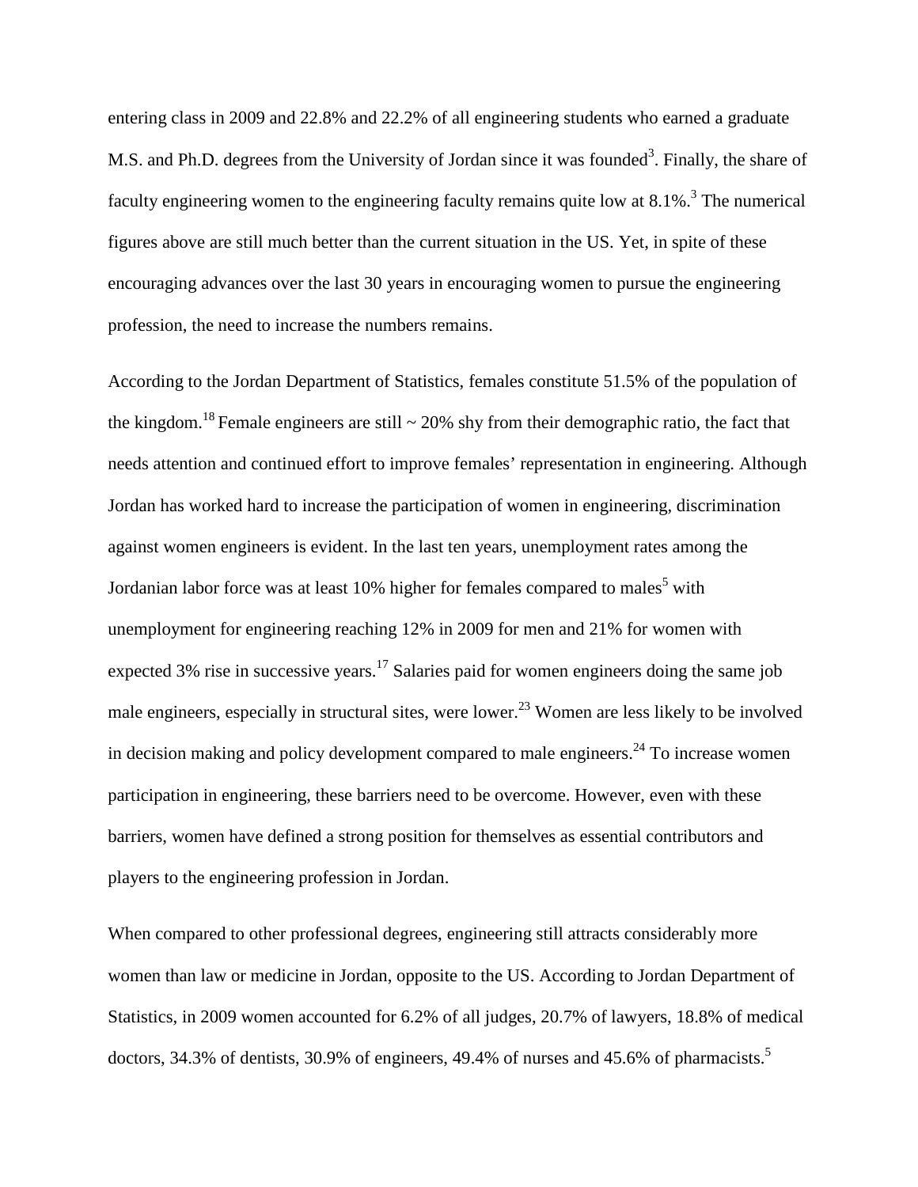entering class in 2009 and 22.8% and 22.2% of all engineering students who earned a graduate M.S. and Ph.D. degrees from the University of Jordan since it was founded[3]. Finally, the share of faculty engineering women to the engineering faculty remains quite low at 8.1%.[3] The numerical figures above are still much better than the current situation in the US. Yet, in spite of these encouraging advances over the last 30 years in encouraging women to pursue the engineering profession, the need to increase the numbers remains.

According to the Jordan Department of Statistics, females constitute 51.5% of the population of the kingdom.[18] Female engineers are still ~ 20% shy from their demographic ratio, the fact that needs attention and continued effort to improve females' representation in engineering. Although Jordan has worked hard to increase the participation of women in engineering, discrimination against women engineers is evident. In the last ten years, unemployment rates among the Jordanian labor force was at least 10% higher for females compared to males[5] with unemployment for engineering reaching 12% in 2009 for men and 21% for women with expected 3% rise in successive years.[17] Salaries paid for women engineers doing the same job male engineers, especially in structural sites, were lower.[23] Women are less likely to be involved in decision making and policy development compared to male engineers.[24] To increase women participation in engineering, these barriers need to be overcome. However, even with these barriers, women have defined a strong position for themselves as essential contributors and players to the engineering profession in Jordan.

When compared to other professional degrees, engineering still attracts considerably more women than law or medicine in Jordan, opposite to the US. According to Jordan Department of Statistics, in 2009 women accounted for 6.2% of all judges, 20.7% of lawyers, 18.8% of medical doctors, 34.3% of dentists, 30.9% of engineers, 49.4% of nurses and 45.6% of pharmacists.[5]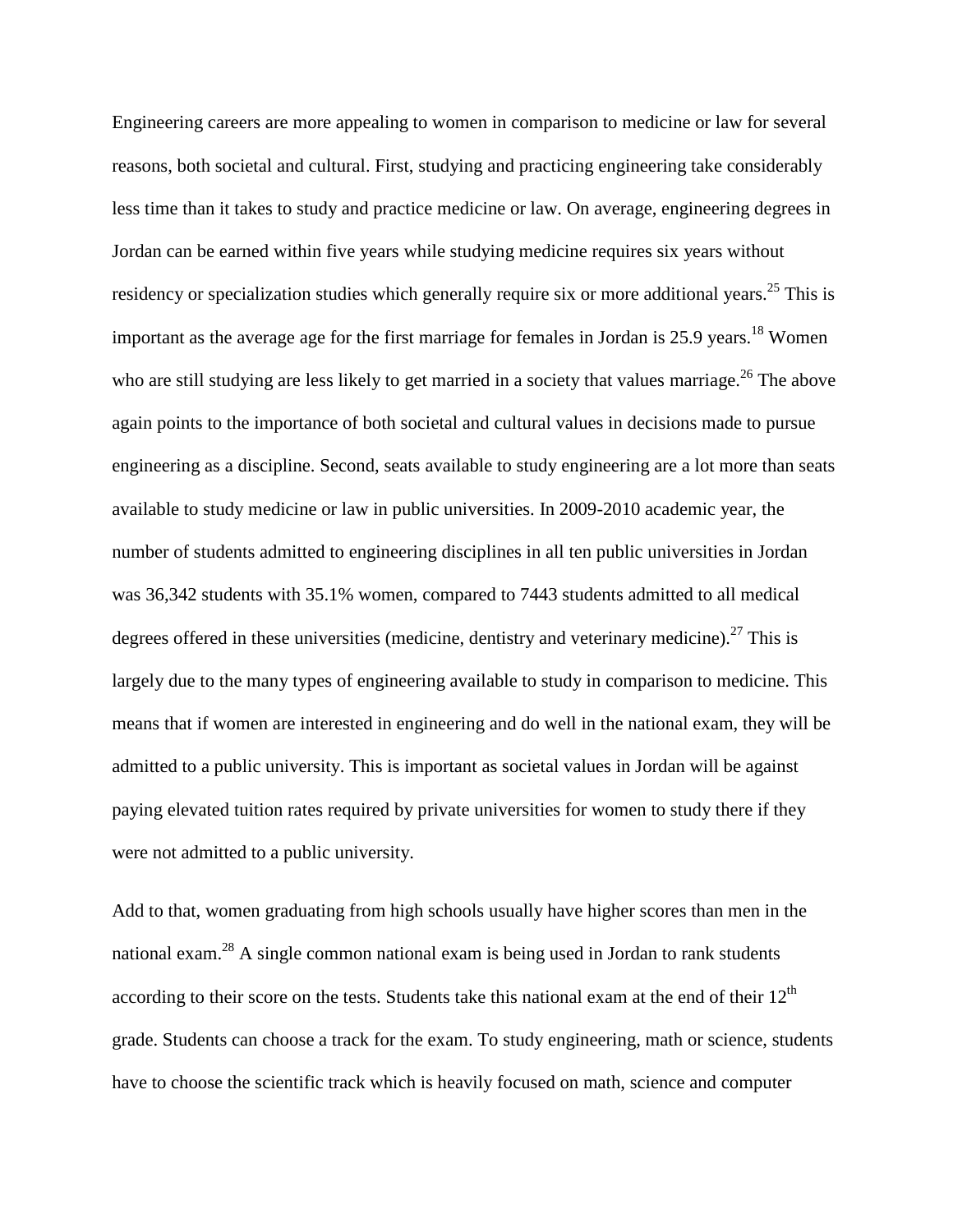Engineering careers are more appealing to women in comparison to medicine or law for several reasons, both societal and cultural. First, studying and practicing engineering take considerably less time than it takes to study and practice medicine or law. On average, engineering degrees in Jordan can be earned within five years while studying medicine requires six years without residency or specialization studies which generally require six or more additional years.[25] This is important as the average age for the first marriage for females in Jordan is 25.9 years.[18] Women who are still studying are less likely to get married in a society that values marriage.[26] The above again points to the importance of both societal and cultural values in decisions made to pursue engineering as a discipline. Second, seats available to study engineering are a lot more than seats available to study medicine or law in public universities. In 2009-2010 academic year, the number of students admitted to engineering disciplines in all ten public universities in Jordan was 36,342 students with 35.1% women, compared to 7443 students admitted to all medical degrees offered in these universities (medicine, dentistry and veterinary medicine).[27] This is largely due to the many types of engineering available to study in comparison to medicine. This means that if women are interested in engineering and do well in the national exam, they will be admitted to a public university. This is important as societal values in Jordan will be against paying elevated tuition rates required by private universities for women to study there if they were not admitted to a public university.

Add to that, women graduating from high schools usually have higher scores than men in the national exam.[28] A single common national exam is being used in Jordan to rank students according to their score on the tests. Students take this national exam at the end of their 12th grade. Students can choose a track for the exam. To study engineering, math or science, students have to choose the scientific track which is heavily focused on math, science and computer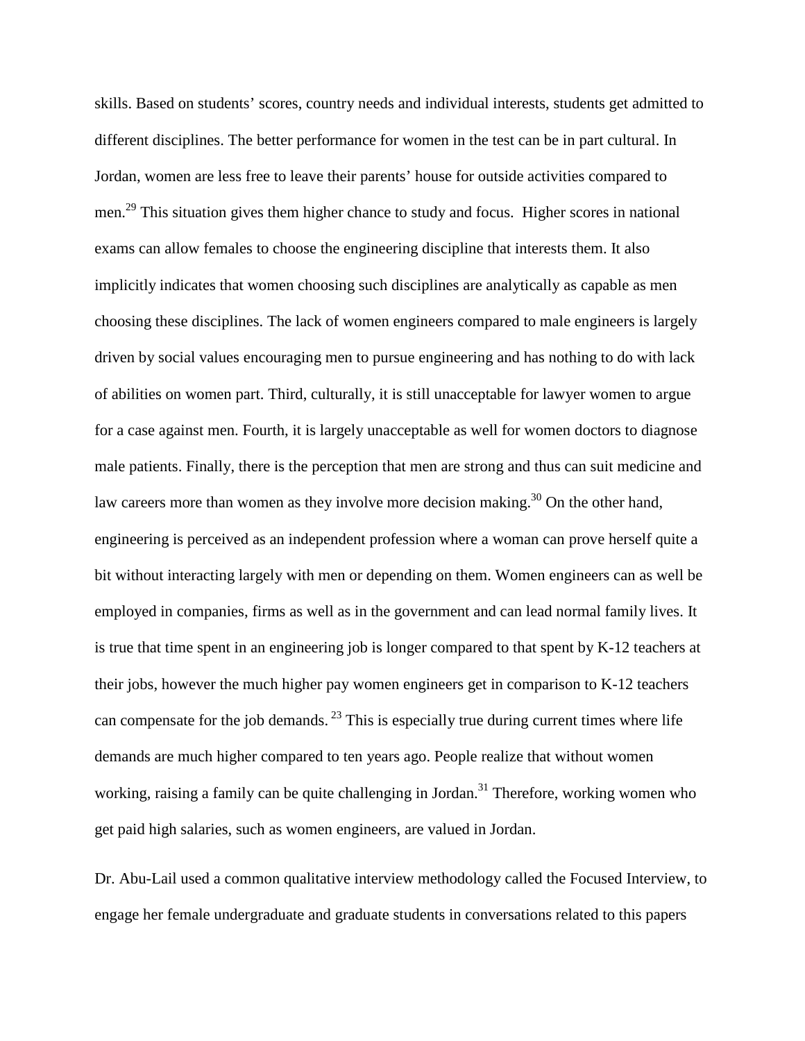skills. Based on students' scores, country needs and individual interests, students get admitted to different disciplines. The better performance for women in the test can be in part cultural. In Jordan, women are less free to leave their parents' house for outside activities compared to men.[29] This situation gives them higher chance to study and focus. Higher scores in national exams can allow females to choose the engineering discipline that interests them. It also implicitly indicates that women choosing such disciplines are analytically as capable as men choosing these disciplines. The lack of women engineers compared to male engineers is largely driven by social values encouraging men to pursue engineering and has nothing to do with lack of abilities on women part. Third, culturally, it is still unacceptable for lawyer women to argue for a case against men. Fourth, it is largely unacceptable as well for women doctors to diagnose male patients. Finally, there is the perception that men are strong and thus can suit medicine and law careers more than women as they involve more decision making.[30] On the other hand, engineering is perceived as an independent profession where a woman can prove herself quite a bit without interacting largely with men or depending on them. Women engineers can as well be employed in companies, firms as well as in the government and can lead normal family lives. It is true that time spent in an engineering job is longer compared to that spent by K-12 teachers at their jobs, however the much higher pay women engineers get in comparison to K-12 teachers can compensate for the job demands. [23] This is especially true during current times where life demands are much higher compared to ten years ago. People realize that without women working, raising a family can be quite challenging in Jordan.[31] Therefore, working women who get paid high salaries, such as women engineers, are valued in Jordan.

Dr. Abu-Lail used a common qualitative interview methodology called the Focused Interview, to engage her female undergraduate and graduate students in conversations related to this papers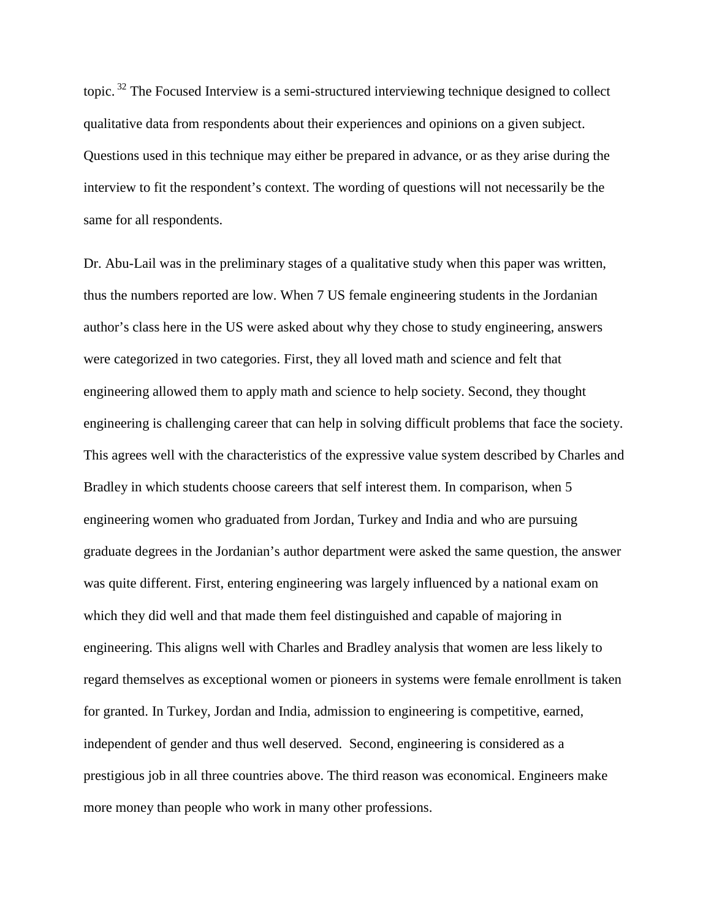topic.[32] The Focused Interview is a semi-structured interviewing technique designed to collect qualitative data from respondents about their experiences and opinions on a given subject. Questions used in this technique may either be prepared in advance, or as they arise during the interview to fit the respondent's context. The wording of questions will not necessarily be the same for all respondents.

Dr. Abu-Lail was in the preliminary stages of a qualitative study when this paper was written, thus the numbers reported are low. When 7 US female engineering students in the Jordanian author's class here in the US were asked about why they chose to study engineering, answers were categorized in two categories. First, they all loved math and science and felt that engineering allowed them to apply math and science to help society. Second, they thought engineering is challenging career that can help in solving difficult problems that face the society. This agrees well with the characteristics of the expressive value system described by Charles and Bradley in which students choose careers that self interest them. In comparison, when 5 engineering women who graduated from Jordan, Turkey and India and who are pursuing graduate degrees in the Jordanian's author department were asked the same question, the answer was quite different. First, entering engineering was largely influenced by a national exam on which they did well and that made them feel distinguished and capable of majoring in engineering. This aligns well with Charles and Bradley analysis that women are less likely to regard themselves as exceptional women or pioneers in systems were female enrollment is taken for granted. In Turkey, Jordan and India, admission to engineering is competitive, earned, independent of gender and thus well deserved. Second, engineering is considered as a prestigious job in all three countries above. The third reason was economical. Engineers make more money than people who work in many other professions.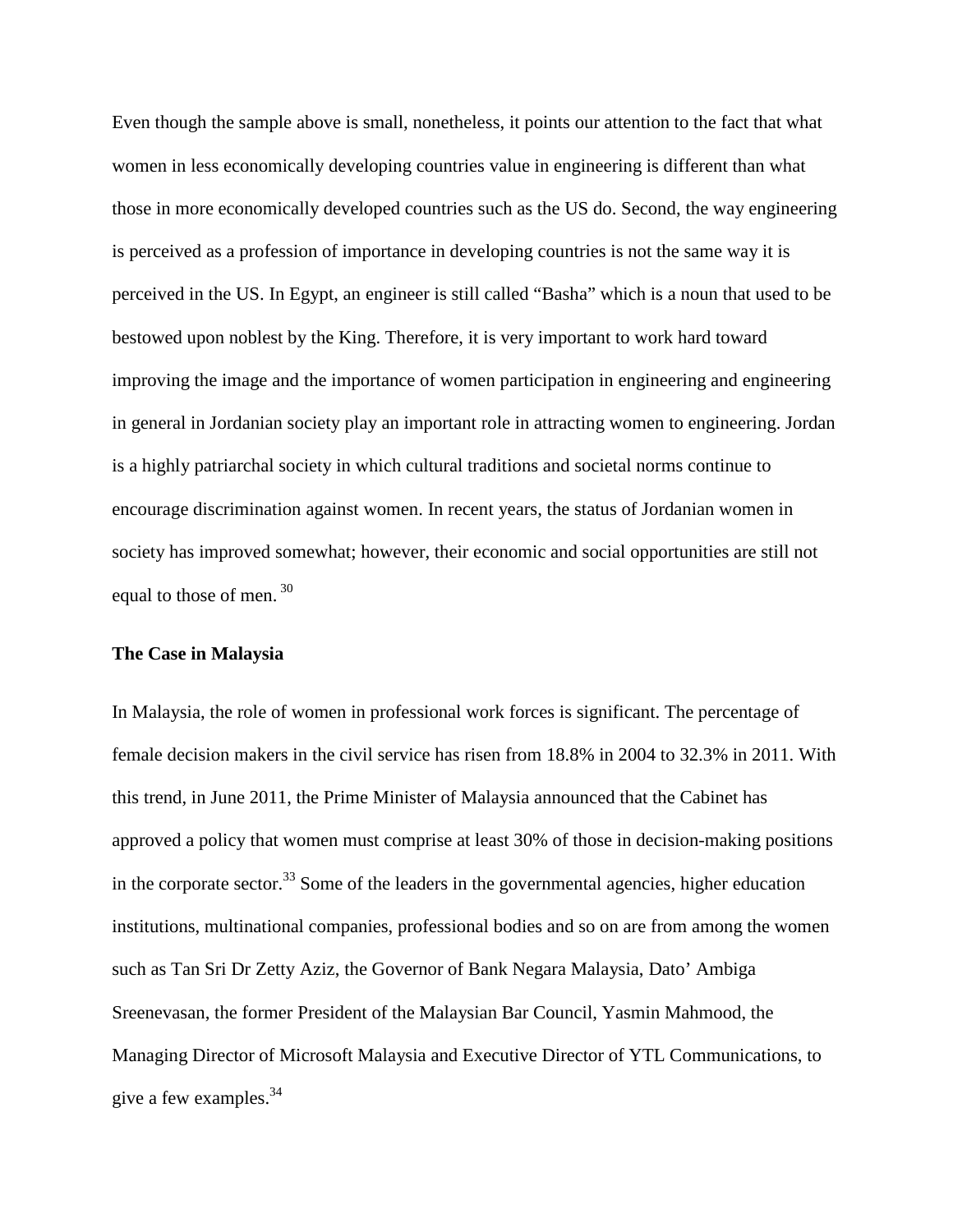Even though the sample above is small, nonetheless, it points our attention to the fact that what women in less economically developing countries value in engineering is different than what those in more economically developed countries such as the US do. Second, the way engineering is perceived as a profession of importance in developing countries is not the same way it is perceived in the US. In Egypt, an engineer is still called “Basha” which is a noun that used to be bestowed upon noblest by the King. Therefore, it is very important to work hard toward improving the image and the importance of women participation in engineering and engineering in general in Jordanian society play an important role in attracting women to engineering. Jordan is a highly patriarchal society in which cultural traditions and societal norms continue to encourage discrimination against women. In recent years, the status of Jordanian women in society has improved somewhat; however, their economic and social opportunities are still not equal to those of men. [30]

**The Case in Malaysia**

In Malaysia, the role of women in professional work forces is significant. The percentage of female decision makers in the civil service has risen from 18.8% in 2004 to 32.3% in 2011. With this trend, in June 2011, the Prime Minister of Malaysia announced that the Cabinet has approved a policy that women must comprise at least 30% of those in decision-making positions in the corporate sector.[33] Some of the leaders in the governmental agencies, higher education institutions, multinational companies, professional bodies and so on are from among the women such as Tan Sri Dr Zetty Aziz, the Governor of Bank Negara Malaysia, Dato’ Ambiga Sreenevasan, the former President of the Malaysian Bar Council, Yasmin Mahmood, the Managing Director of Microsoft Malaysia and Executive Director of YTL Communications, to give a few examples.[34]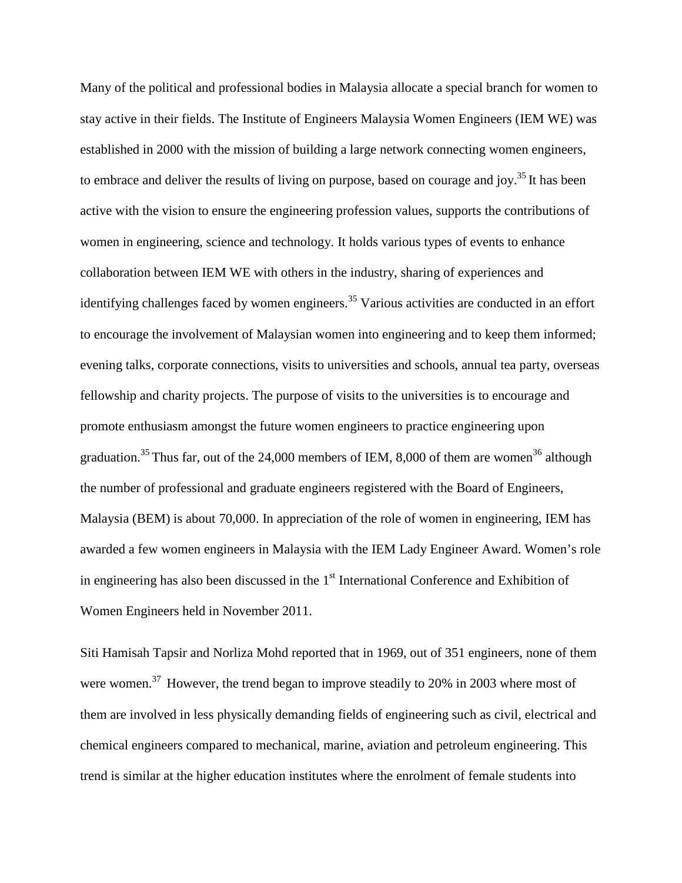Many of the political and professional bodies in Malaysia allocate a special branch for women to stay active in their fields. The Institute of Engineers Malaysia Women Engineers (IEM WE) was established in 2000 with the mission of building a large network connecting women engineers, to embrace and deliver the results of living on purpose, based on courage and joy.[35] It has been active with the vision to ensure the engineering profession values, supports the contributions of women in engineering, science and technology. It holds various types of events to enhance collaboration between IEM WE with others in the industry, sharing of experiences and identifying challenges faced by women engineers.[35] Various activities are conducted in an effort to encourage the involvement of Malaysian women into engineering and to keep them informed; evening talks, corporate connections, visits to universities and schools, annual tea party, overseas fellowship and charity projects. The purpose of visits to the universities is to encourage and promote enthusiasm amongst the future women engineers to practice engineering upon graduation.[35] Thus far, out of the 24,000 members of IEM, 8,000 of them are women[36] although the number of professional and graduate engineers registered with the Board of Engineers, Malaysia (BEM) is about 70,000. In appreciation of the role of women in engineering, IEM has awarded a few women engineers in Malaysia with the IEM Lady Engineer Award. Women's role in engineering has also been discussed in the 1st International Conference and Exhibition of Women Engineers held in November 2011.

Siti Hamisah Tapsir and Norliza Mohd reported that in 1969, out of 351 engineers, none of them were women.[37] However, the trend began to improve steadily to 20% in 2003 where most of them are involved in less physically demanding fields of engineering such as civil, electrical and chemical engineers compared to mechanical, marine, aviation and petroleum engineering. This trend is similar at the higher education institutes where the enrolment of female students into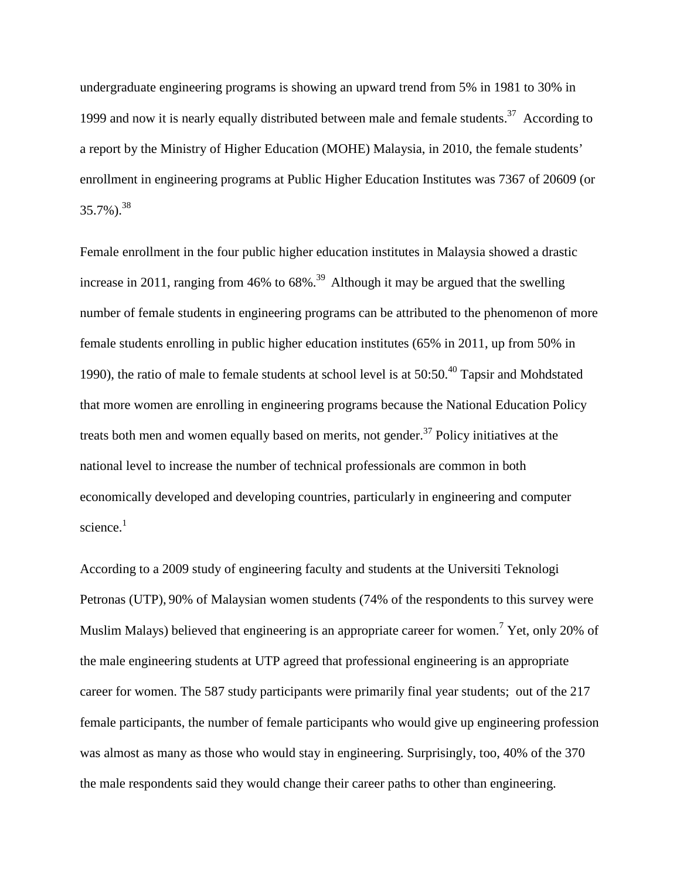undergraduate engineering programs is showing an upward trend from 5% in 1981 to 30% in 1999 and now it is nearly equally distributed between male and female students.[37] According to a report by the Ministry of Higher Education (MOHE) Malaysia, in 2010, the female students' enrollment in engineering programs at Public Higher Education Institutes was 7367 of 20609 (or 35.7%).[38]

Female enrollment in the four public higher education institutes in Malaysia showed a drastic increase in 2011, ranging from 46% to 68%.[39] Although it may be argued that the swelling number of female students in engineering programs can be attributed to the phenomenon of more female students enrolling in public higher education institutes (65% in 2011, up from 50% in 1990), the ratio of male to female students at school level is at 50:50.[40] Tapsir and Mohdstated that more women are enrolling in engineering programs because the National Education Policy treats both men and women equally based on merits, not gender.[37] Policy initiatives at the national level to increase the number of technical professionals are common in both economically developed and developing countries, particularly in engineering and computer science.[1]

According to a 2009 study of engineering faculty and students at the Universiti Teknologi Petronas (UTP), 90% of Malaysian women students (74% of the respondents to this survey were Muslim Malays) believed that engineering is an appropriate career for women.[7] Yet, only 20% of the male engineering students at UTP agreed that professional engineering is an appropriate career for women. The 587 study participants were primarily final year students; out of the 217 female participants, the number of female participants who would give up engineering profession was almost as many as those who would stay in engineering. Surprisingly, too, 40% of the 370 the male respondents said they would change their career paths to other than engineering.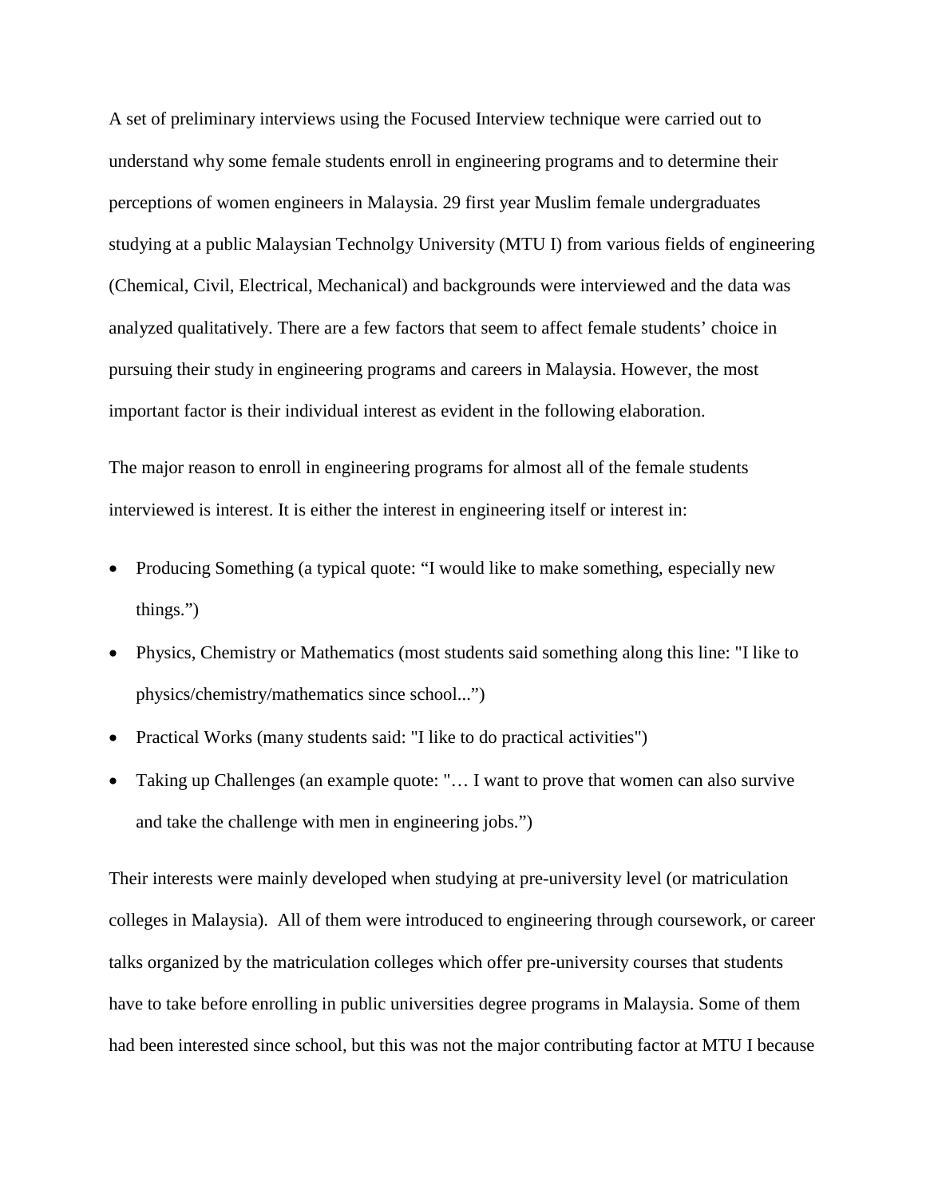A set of preliminary interviews using the Focused Interview technique were carried out to understand why some female students enroll in engineering programs and to determine their perceptions of women engineers in Malaysia. 29 first year Muslim female undergraduates studying at a public Malaysian Technolgy University (MTU I) from various fields of engineering (Chemical, Civil, Electrical, Mechanical) and backgrounds were interviewed and the data was analyzed qualitatively. There are a few factors that seem to affect female students' choice in pursuing their study in engineering programs and careers in Malaysia. However, the most important factor is their individual interest as evident in the following elaboration.

The major reason to enroll in engineering programs for almost all of the female students interviewed is interest. It is either the interest in engineering itself or interest in:

- Producing Something (a typical quote: "I would like to make something, especially new things.")
- Physics, Chemistry or Mathematics (most students said something along this line: "I like to physics/chemistry/mathematics since school...")
- Practical Works (many students said: "I like to do practical activities")
- Taking up Challenges (an example quote: "… I want to prove that women can also survive and take the challenge with men in engineering jobs.")

Their interests were mainly developed when studying at pre-university level (or matriculation colleges in Malaysia). All of them were introduced to engineering through coursework, or career talks organized by the matriculation colleges which offer pre-university courses that students have to take before enrolling in public universities degree programs in Malaysia. Some of them had been interested since school, but this was not the major contributing factor at MTU I because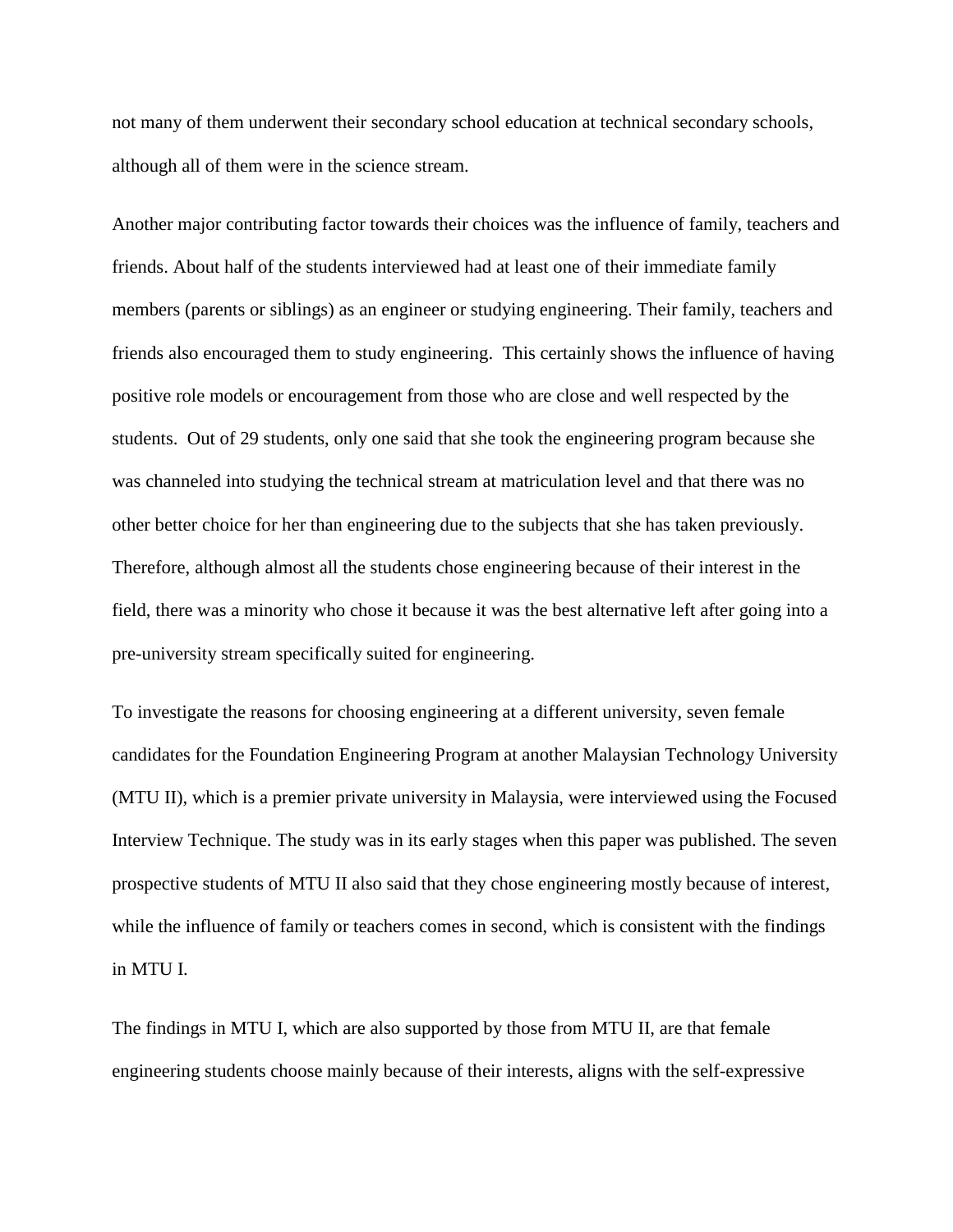not many of them underwent their secondary school education at technical secondary schools, although all of them were in the science stream.

Another major contributing factor towards their choices was the influence of family, teachers and friends. About half of the students interviewed had at least one of their immediate family members (parents or siblings) as an engineer or studying engineering. Their family, teachers and friends also encouraged them to study engineering. This certainly shows the influence of having positive role models or encouragement from those who are close and well respected by the students. Out of 29 students, only one said that she took the engineering program because she was channeled into studying the technical stream at matriculation level and that there was no other better choice for her than engineering due to the subjects that she has taken previously. Therefore, although almost all the students chose engineering because of their interest in the field, there was a minority who chose it because it was the best alternative left after going into a pre-university stream specifically suited for engineering.

To investigate the reasons for choosing engineering at a different university, seven female candidates for the Foundation Engineering Program at another Malaysian Technology University (MTU II), which is a premier private university in Malaysia, were interviewed using the Focused Interview Technique. The study was in its early stages when this paper was published. The seven prospective students of MTU II also said that they chose engineering mostly because of interest, while the influence of family or teachers comes in second, which is consistent with the findings in MTU I.

The findings in MTU I, which are also supported by those from MTU II, are that female engineering students choose mainly because of their interests, aligns with the self-expressive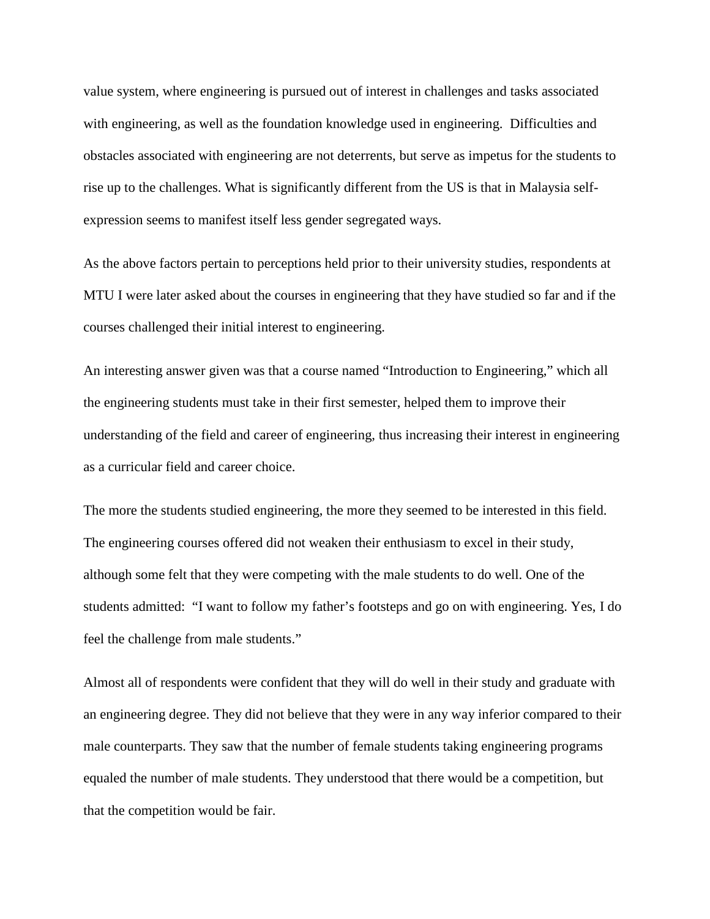value system, where engineering is pursued out of interest in challenges and tasks associated with engineering, as well as the foundation knowledge used in engineering. Difficulties and obstacles associated with engineering are not deterrents, but serve as impetus for the students to rise up to the challenges. What is significantly different from the US is that in Malaysia self-expression seems to manifest itself less gender segregated ways.

As the above factors pertain to perceptions held prior to their university studies, respondents at MTU I were later asked about the courses in engineering that they have studied so far and if the courses challenged their initial interest to engineering.

An interesting answer given was that a course named "Introduction to Engineering," which all the engineering students must take in their first semester, helped them to improve their understanding of the field and career of engineering, thus increasing their interest in engineering as a curricular field and career choice.

The more the students studied engineering, the more they seemed to be interested in this field. The engineering courses offered did not weaken their enthusiasm to excel in their study, although some felt that they were competing with the male students to do well. One of the students admitted: "I want to follow my father's footsteps and go on with engineering. Yes, I do feel the challenge from male students."

Almost all of respondents were confident that they will do well in their study and graduate with an engineering degree. They did not believe that they were in any way inferior compared to their male counterparts. They saw that the number of female students taking engineering programs equaled the number of male students. They understood that there would be a competition, but that the competition would be fair.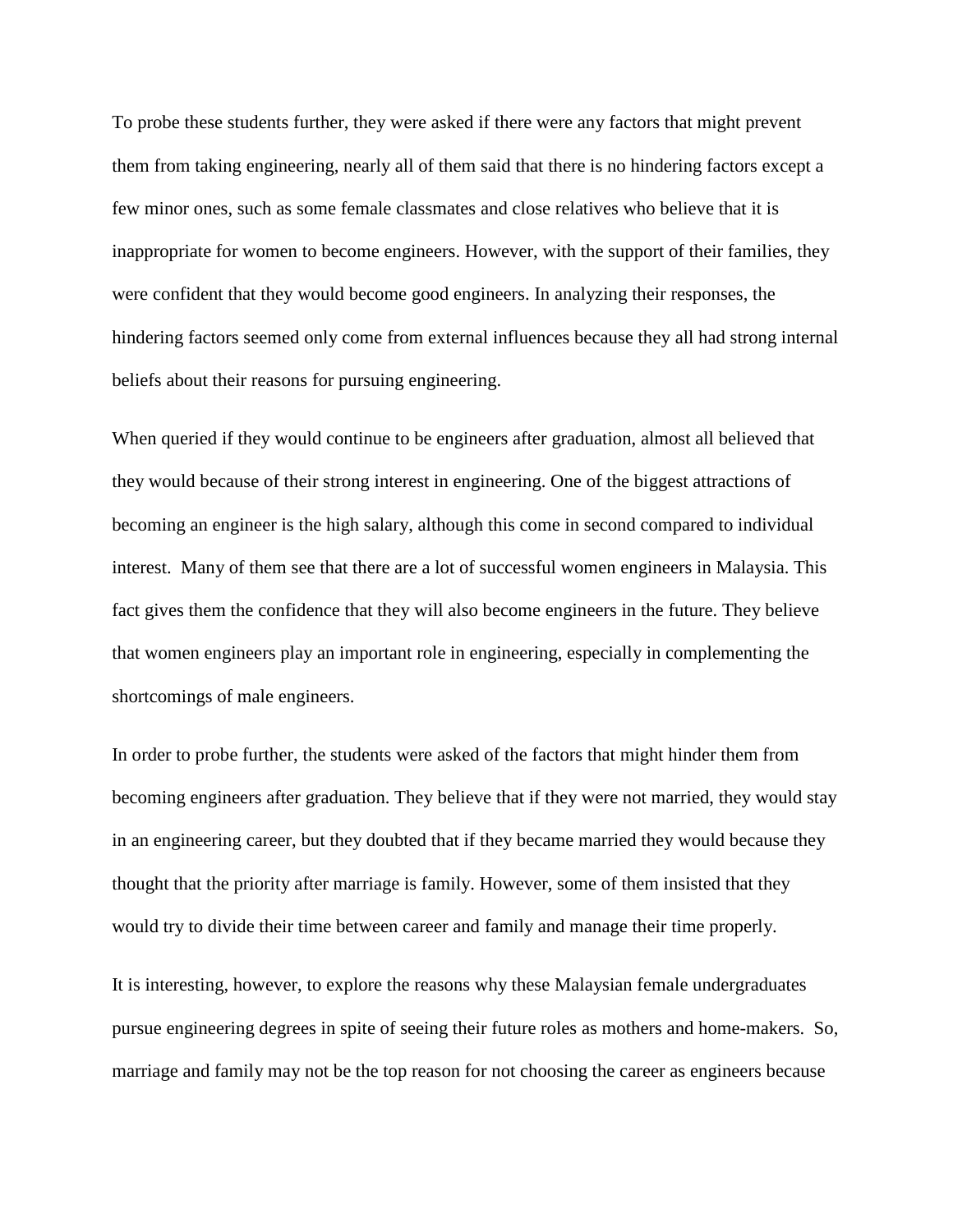To probe these students further, they were asked if there were any factors that might prevent them from taking engineering, nearly all of them said that there is no hindering factors except a few minor ones, such as some female classmates and close relatives who believe that it is inappropriate for women to become engineers. However, with the support of their families, they were confident that they would become good engineers. In analyzing their responses, the hindering factors seemed only come from external influences because they all had strong internal beliefs about their reasons for pursuing engineering.

When queried if they would continue to be engineers after graduation, almost all believed that they would because of their strong interest in engineering. One of the biggest attractions of becoming an engineer is the high salary, although this come in second compared to individual interest. Many of them see that there are a lot of successful women engineers in Malaysia. This fact gives them the confidence that they will also become engineers in the future. They believe that women engineers play an important role in engineering, especially in complementing the shortcomings of male engineers.

In order to probe further, the students were asked of the factors that might hinder them from becoming engineers after graduation. They believe that if they were not married, they would stay in an engineering career, but they doubted that if they became married they would because they thought that the priority after marriage is family. However, some of them insisted that they would try to divide their time between career and family and manage their time properly.

It is interesting, however, to explore the reasons why these Malaysian female undergraduates pursue engineering degrees in spite of seeing their future roles as mothers and home-makers. So, marriage and family may not be the top reason for not choosing the career as engineers because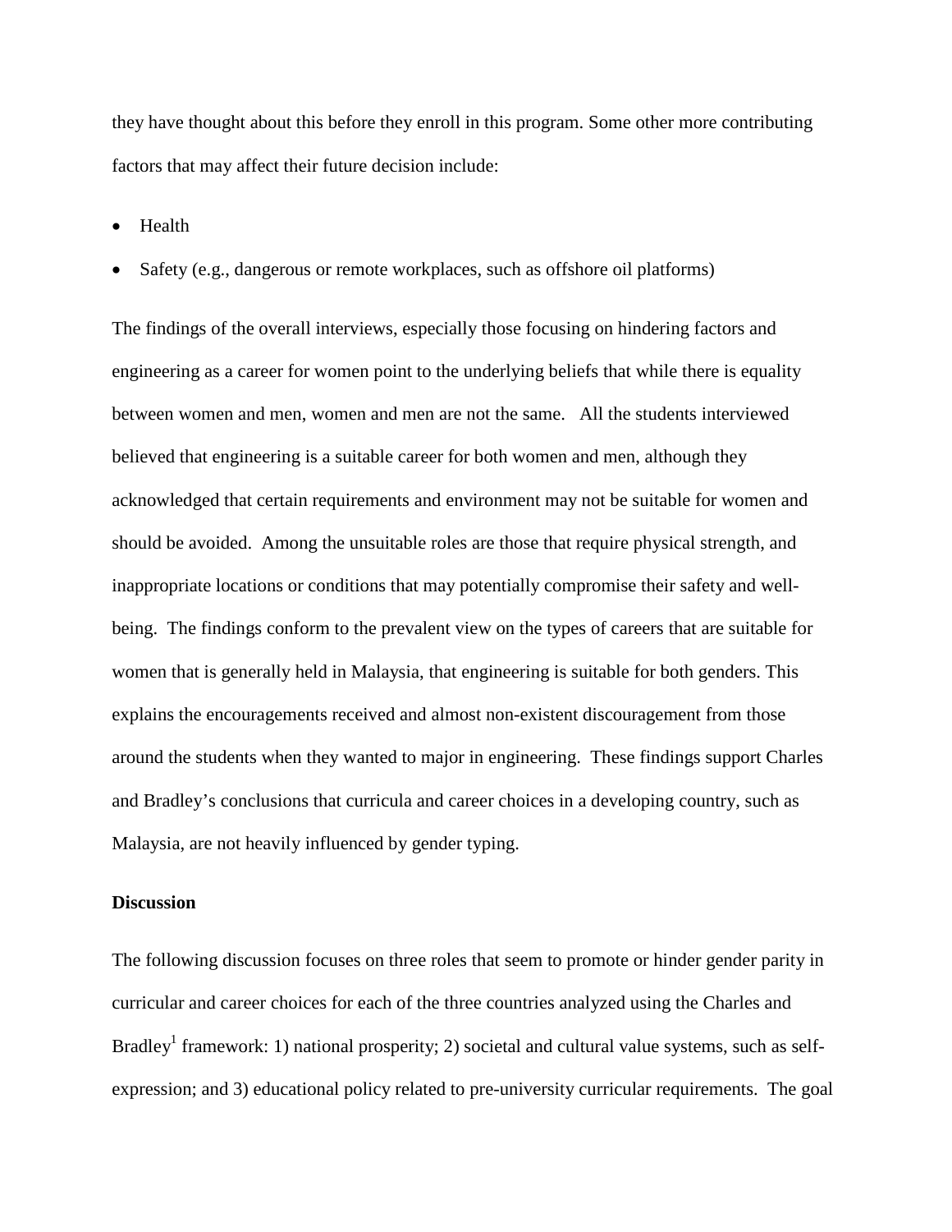they have thought about this before they enroll in this program. Some other more contributing factors that may affect their future decision include:

- Health
- Safety (e.g., dangerous or remote workplaces, such as offshore oil platforms)

The findings of the overall interviews, especially those focusing on hindering factors and engineering as a career for women point to the underlying beliefs that while there is equality between women and men, women and men are not the same. All the students interviewed believed that engineering is a suitable career for both women and men, although they acknowledged that certain requirements and environment may not be suitable for women and should be avoided. Among the unsuitable roles are those that require physical strength, and inappropriate locations or conditions that may potentially compromise their safety and well-being. The findings conform to the prevalent view on the types of careers that are suitable for women that is generally held in Malaysia, that engineering is suitable for both genders. This explains the encouragements received and almost non-existent discouragement from those around the students when they wanted to major in engineering. These findings support Charles and Bradley's conclusions that curricula and career choices in a developing country, such as Malaysia, are not heavily influenced by gender typing.

**Discussion**

The following discussion focuses on three roles that seem to promote or hinder gender parity in curricular and career choices for each of the three countries analyzed using the Charles and Bradley[1] framework: 1) national prosperity; 2) societal and cultural value systems, such as self-expression; and 3) educational policy related to pre-university curricular requirements. The goal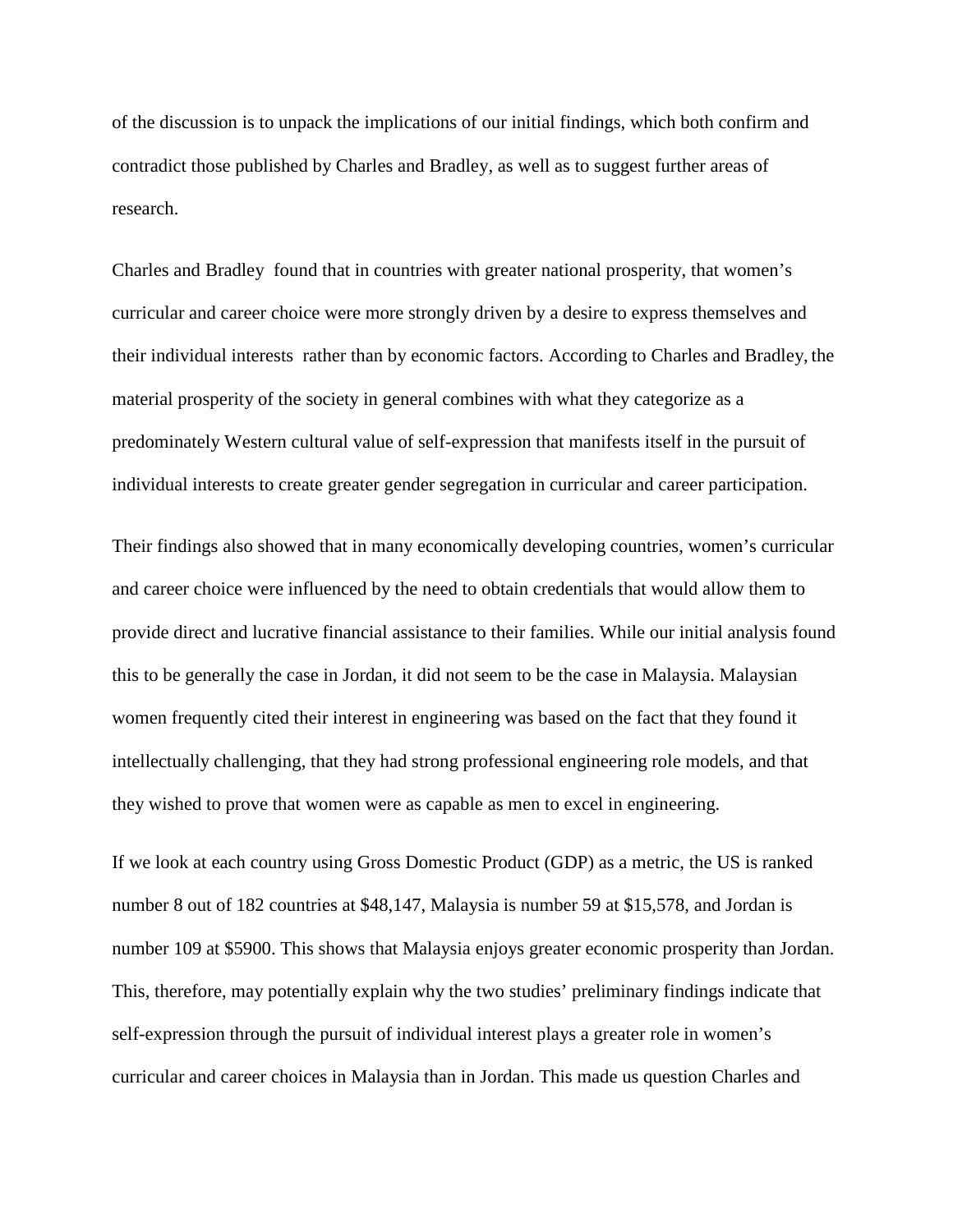of the discussion is to unpack the implications of our initial findings, which both confirm and contradict those published by Charles and Bradley, as well as to suggest further areas of research.

Charles and Bradley found that in countries with greater national prosperity, that women's curricular and career choice were more strongly driven by a desire to express themselves and their individual interests rather than by economic factors. According to Charles and Bradley, the material prosperity of the society in general combines with what they categorize as a predominately Western cultural value of self-expression that manifests itself in the pursuit of individual interests to create greater gender segregation in curricular and career participation.

Their findings also showed that in many economically developing countries, women's curricular and career choice were influenced by the need to obtain credentials that would allow them to provide direct and lucrative financial assistance to their families. While our initial analysis found this to be generally the case in Jordan, it did not seem to be the case in Malaysia. Malaysian women frequently cited their interest in engineering was based on the fact that they found it intellectually challenging, that they had strong professional engineering role models, and that they wished to prove that women were as capable as men to excel in engineering.

If we look at each country using Gross Domestic Product (GDP) as a metric, the US is ranked number 8 out of 182 countries at $48,147, Malaysia is number 59 at $15,578, and Jordan is number 109 at $5900. This shows that Malaysia enjoys greater economic prosperity than Jordan. This, therefore, may potentially explain why the two studies' preliminary findings indicate that self-expression through the pursuit of individual interest plays a greater role in women's curricular and career choices in Malaysia than in Jordan. This made us question Charles and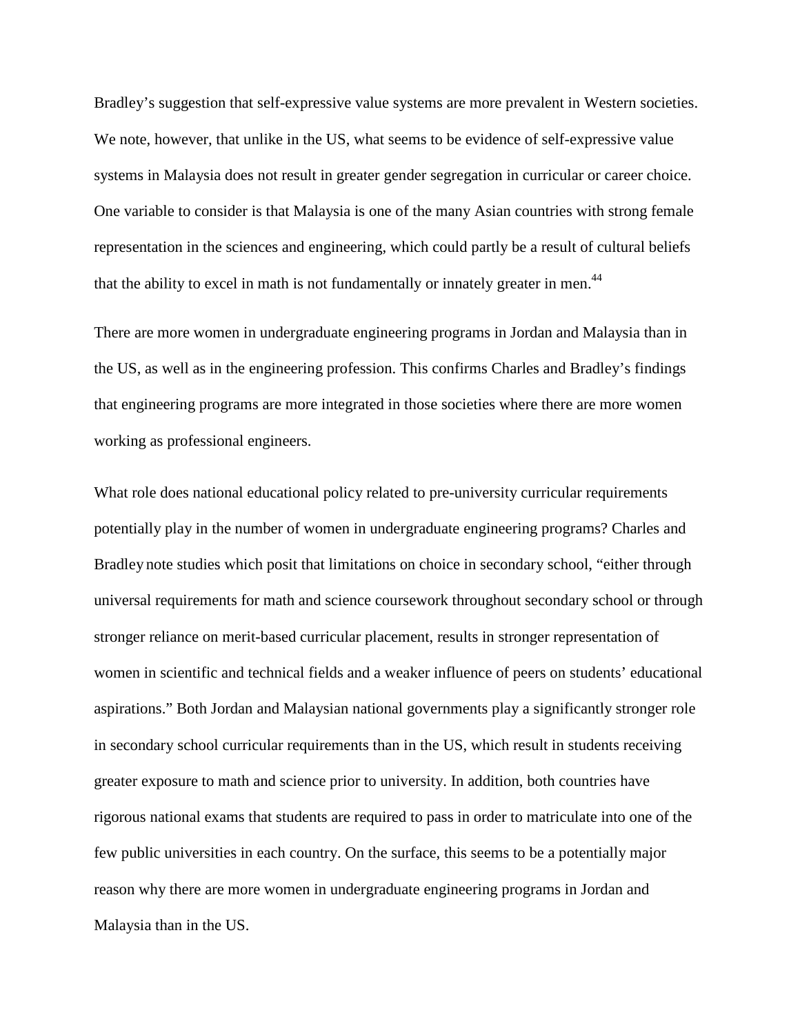Bradley's suggestion that self-expressive value systems are more prevalent in Western societies. We note, however, that unlike in the US, what seems to be evidence of self-expressive value systems in Malaysia does not result in greater gender segregation in curricular or career choice. One variable to consider is that Malaysia is one of the many Asian countries with strong female representation in the sciences and engineering, which could partly be a result of cultural beliefs that the ability to excel in math is not fundamentally or innately greater in men.[44]

There are more women in undergraduate engineering programs in Jordan and Malaysia than in the US, as well as in the engineering profession. This confirms Charles and Bradley's findings that engineering programs are more integrated in those societies where there are more women working as professional engineers.

What role does national educational policy related to pre-university curricular requirements potentially play in the number of women in undergraduate engineering programs? Charles and Bradley note studies which posit that limitations on choice in secondary school, "either through universal requirements for math and science coursework throughout secondary school or through stronger reliance on merit-based curricular placement, results in stronger representation of women in scientific and technical fields and a weaker influence of peers on students' educational aspirations." Both Jordan and Malaysian national governments play a significantly stronger role in secondary school curricular requirements than in the US, which result in students receiving greater exposure to math and science prior to university. In addition, both countries have rigorous national exams that students are required to pass in order to matriculate into one of the few public universities in each country. On the surface, this seems to be a potentially major reason why there are more women in undergraduate engineering programs in Jordan and Malaysia than in the US.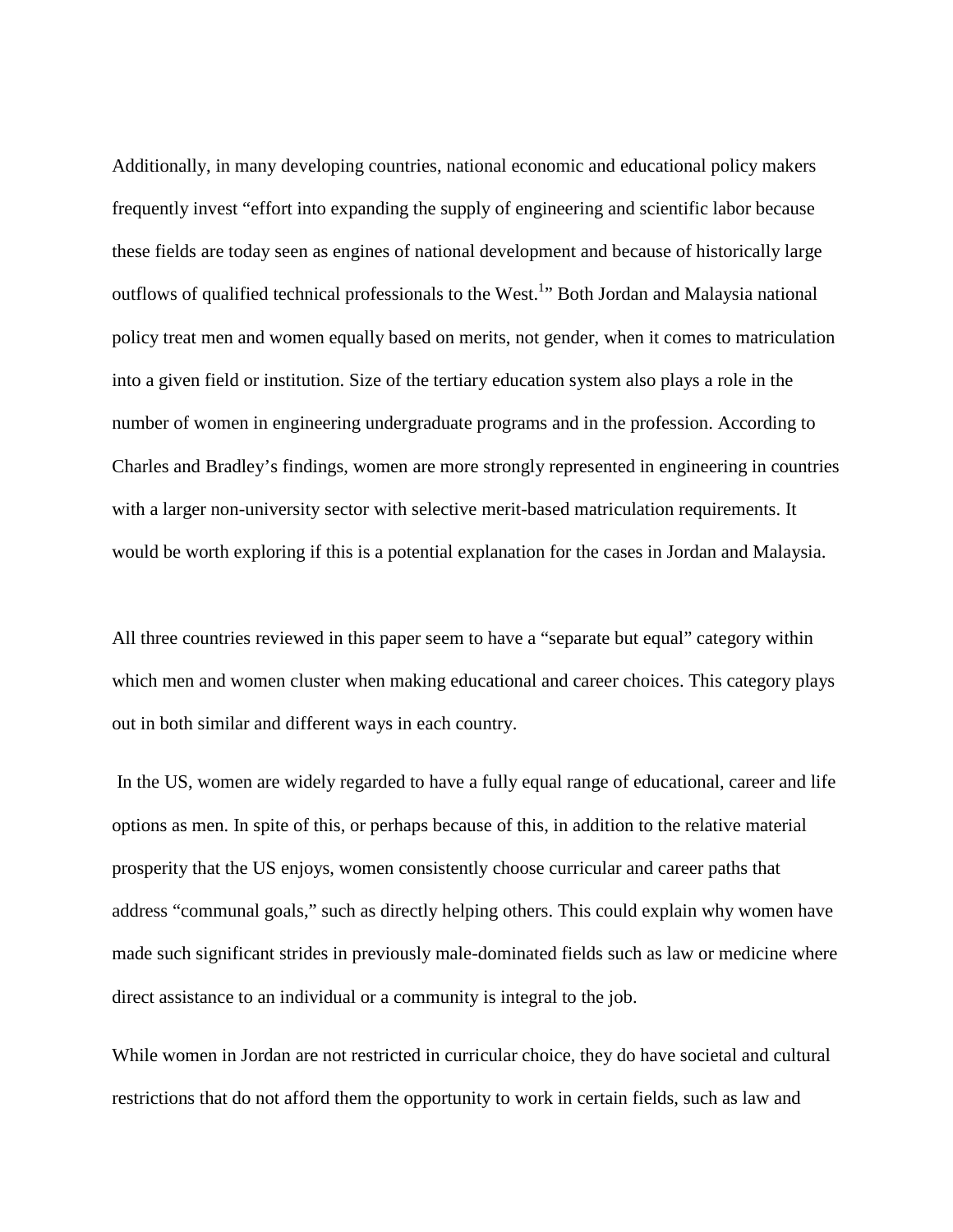Additionally, in many developing countries, national economic and educational policy makers frequently invest "effort into expanding the supply of engineering and scientific labor because these fields are today seen as engines of national development and because of historically large outflows of qualified technical professionals to the West.[1]" Both Jordan and Malaysia national policy treat men and women equally based on merits, not gender, when it comes to matriculation into a given field or institution. Size of the tertiary education system also plays a role in the number of women in engineering undergraduate programs and in the profession. According to Charles and Bradley's findings, women are more strongly represented in engineering in countries with a larger non-university sector with selective merit-based matriculation requirements. It would be worth exploring if this is a potential explanation for the cases in Jordan and Malaysia.

All three countries reviewed in this paper seem to have a "separate but equal" category within which men and women cluster when making educational and career choices. This category plays out in both similar and different ways in each country.

In the US, women are widely regarded to have a fully equal range of educational, career and life options as men. In spite of this, or perhaps because of this, in addition to the relative material prosperity that the US enjoys, women consistently choose curricular and career paths that address "communal goals," such as directly helping others. This could explain why women have made such significant strides in previously male-dominated fields such as law or medicine where direct assistance to an individual or a community is integral to the job.

While women in Jordan are not restricted in curricular choice, they do have societal and cultural restrictions that do not afford them the opportunity to work in certain fields, such as law and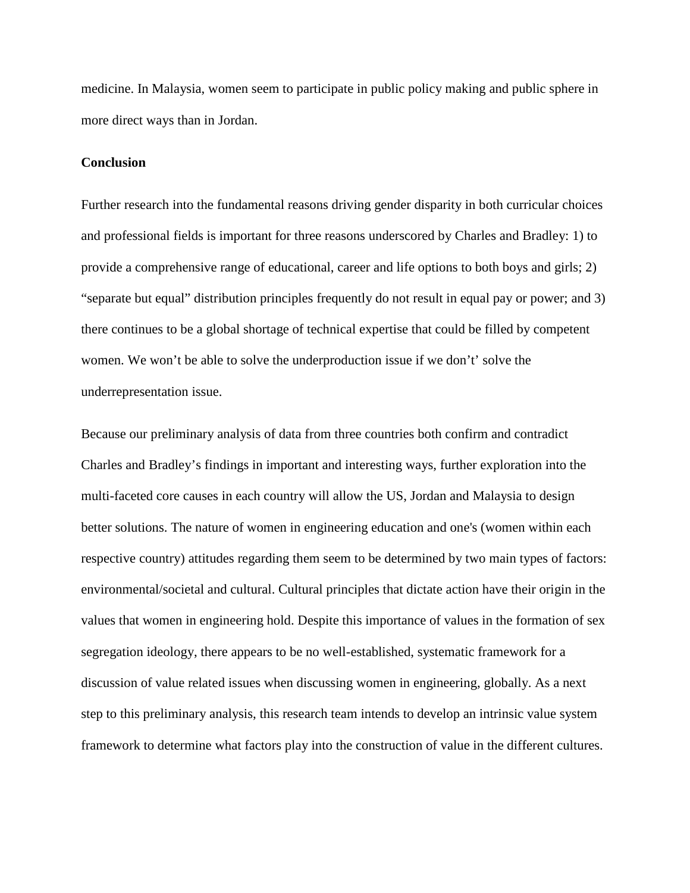medicine. In Malaysia, women seem to participate in public policy making and public sphere in more direct ways than in Jordan.

**Conclusion**

Further research into the fundamental reasons driving gender disparity in both curricular choices and professional fields is important for three reasons underscored by Charles and Bradley: 1) to provide a comprehensive range of educational, career and life options to both boys and girls; 2) "separate but equal" distribution principles frequently do not result in equal pay or power; and 3) there continues to be a global shortage of technical expertise that could be filled by competent women. We won't be able to solve the underproduction issue if we don't' solve the underrepresentation issue.

Because our preliminary analysis of data from three countries both confirm and contradict Charles and Bradley's findings in important and interesting ways, further exploration into the multi-faceted core causes in each country will allow the US, Jordan and Malaysia to design better solutions. The nature of women in engineering education and one's (women within each respective country) attitudes regarding them seem to be determined by two main types of factors: environmental/societal and cultural. Cultural principles that dictate action have their origin in the values that women in engineering hold. Despite this importance of values in the formation of sex segregation ideology, there appears to be no well-established, systematic framework for a discussion of value related issues when discussing women in engineering, globally. As a next step to this preliminary analysis, this research team intends to develop an intrinsic value system framework to determine what factors play into the construction of value in the different cultures.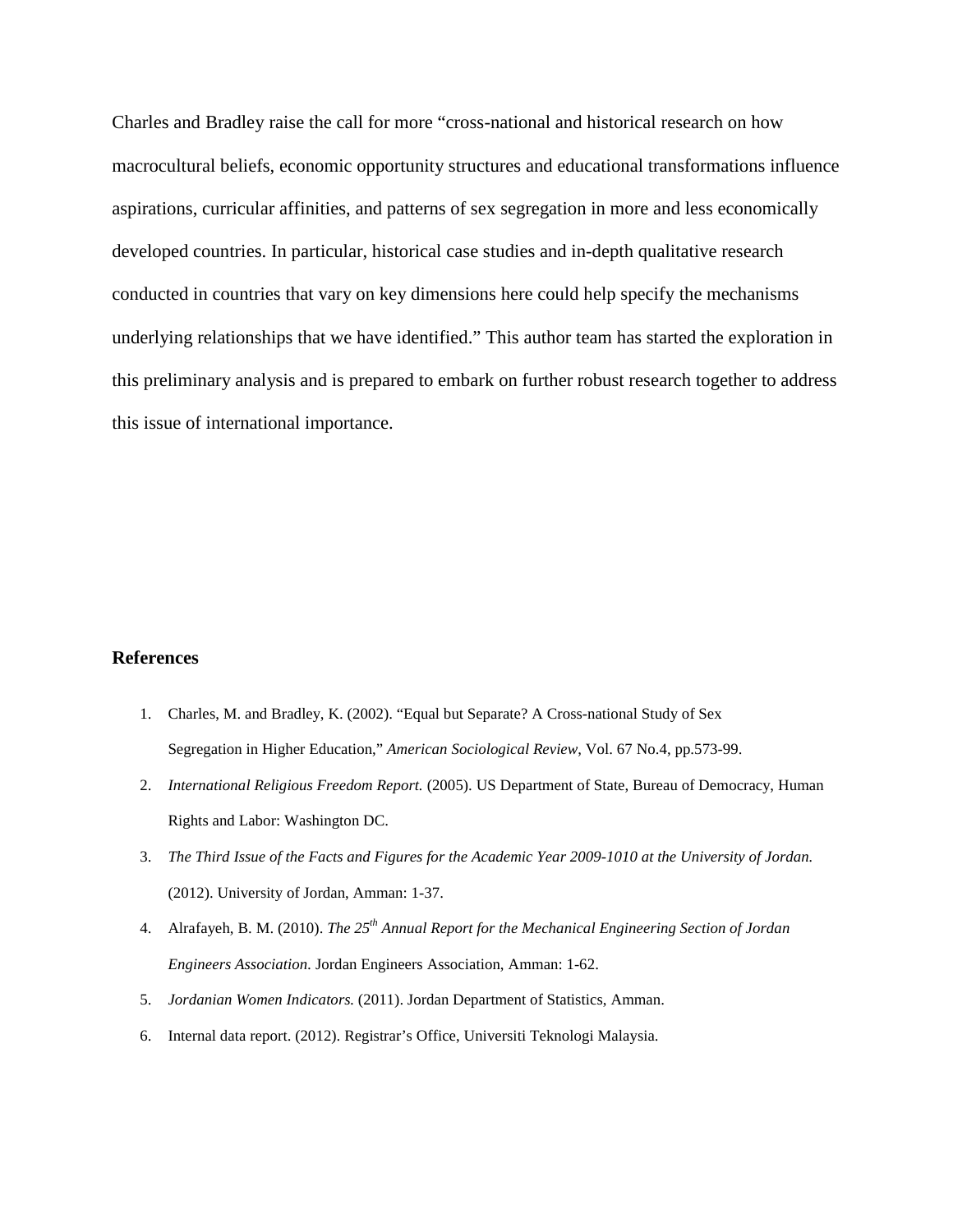Charles and Bradley raise the call for more "cross-national and historical research on how macrocultural beliefs, economic opportunity structures and educational transformations influence aspirations, curricular affinities, and patterns of sex segregation in more and less economically developed countries. In particular, historical case studies and in-depth qualitative research conducted in countries that vary on key dimensions here could help specify the mechanisms underlying relationships that we have identified." This author team has started the exploration in this preliminary analysis and is prepared to embark on further robust research together to address this issue of international importance.

## References

1. Charles, M. and Bradley, K. (2002). "Equal but Separate? A Cross-national Study of Sex Segregation in Higher Education," *American Sociological Review*, Vol. 67 No.4, pp.573-99.
2. *International Religious Freedom Report.* (2005). US Department of State, Bureau of Democracy, Human Rights and Labor: Washington DC.
3. *The Third Issue of the Facts and Figures for the Academic Year 2009-1010 at the University of Jordan.* (2012). University of Jordan, Amman: 1-37.
4. Alrafayeh, B. M. (2010). *The 25th Annual Report for the Mechanical Engineering Section of Jordan Engineers Association.* Jordan Engineers Association, Amman: 1-62.
5. *Jordanian Women Indicators.* (2011). Jordan Department of Statistics, Amman.
6. Internal data report. (2012). Registrar's Office, Universiti Teknologi Malaysia.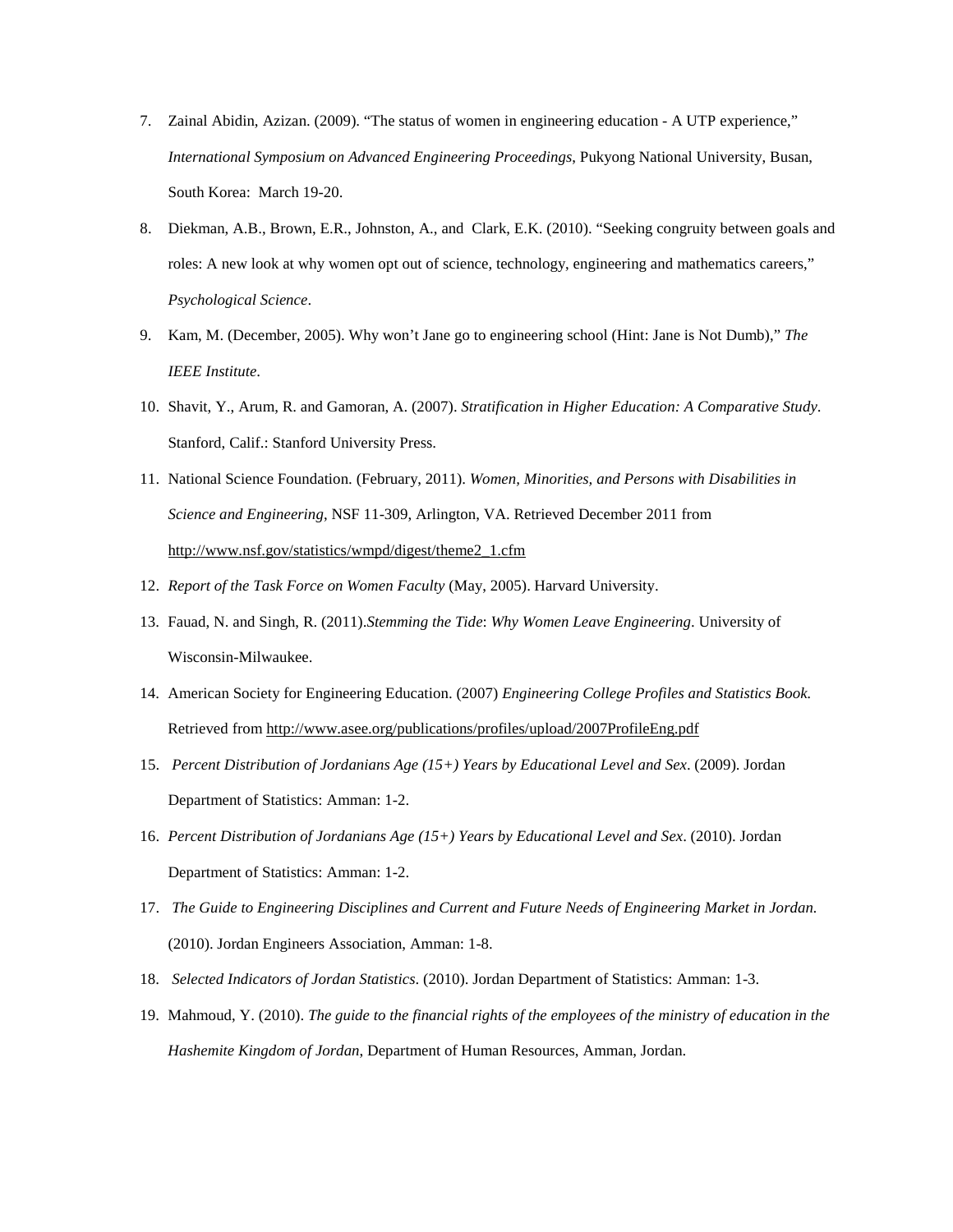7. Zainal Abidin, Azizan. (2009). “The status of women in engineering education - A UTP experience,” *International Symposium on Advanced Engineering Proceedings*, Pukyong National University, Busan, South Korea: March 19-20.
8. Diekman, A.B., Brown, E.R., Johnston, A., and Clark, E.K. (2010). “Seeking congruity between goals and roles: A new look at why women opt out of science, technology, engineering and mathematics careers,” *Psychological Science*.
9. Kam, M. (December, 2005). Why won’t Jane go to engineering school (Hint: Jane is Not Dumb),” *The IEEE Institute*.
10. Shavit, Y., Arum, R. and Gamoran, A. (2007). *Stratification in Higher Education: A Comparative Study*. Stanford, Calif.: Stanford University Press.
11. National Science Foundation. (February, 2011). *Women, Minorities, and Persons with Disabilities in Science and Engineering*, NSF 11-309, Arlington, VA. Retrieved December 2011 from http://www.nsf.gov/statistics/wmpd/digest/theme2_1.cfm
12. *Report of the Task Force on Women Faculty* (May, 2005). Harvard University.
13. Fauad, N. and Singh, R. (2011).*Stemming the Tide*: *Why Women Leave Engineering*. University of Wisconsin-Milwaukee.
14. American Society for Engineering Education. (2007) *Engineering College Profiles and Statistics Book.* Retrieved from http://www.asee.org/publications/profiles/upload/2007ProfileEng.pdf
15. *Percent Distribution of Jordanians Age (15+) Years by Educational Level and Sex*. (2009). Jordan Department of Statistics: Amman: 1-2.
16. *Percent Distribution of Jordanians Age (15+) Years by Educational Level and Sex*. (2010). Jordan Department of Statistics: Amman: 1-2.
17. *The Guide to Engineering Disciplines and Current and Future Needs of Engineering Market in Jordan.* (2010). Jordan Engineers Association, Amman: 1-8.
18. *Selected Indicators of Jordan Statistics*. (2010). Jordan Department of Statistics: Amman: 1-3.
19. Mahmoud, Y. (2010). *The guide to the financial rights of the employees of the ministry of education in the Hashemite Kingdom of Jordan,* Department of Human Resources, Amman, Jordan.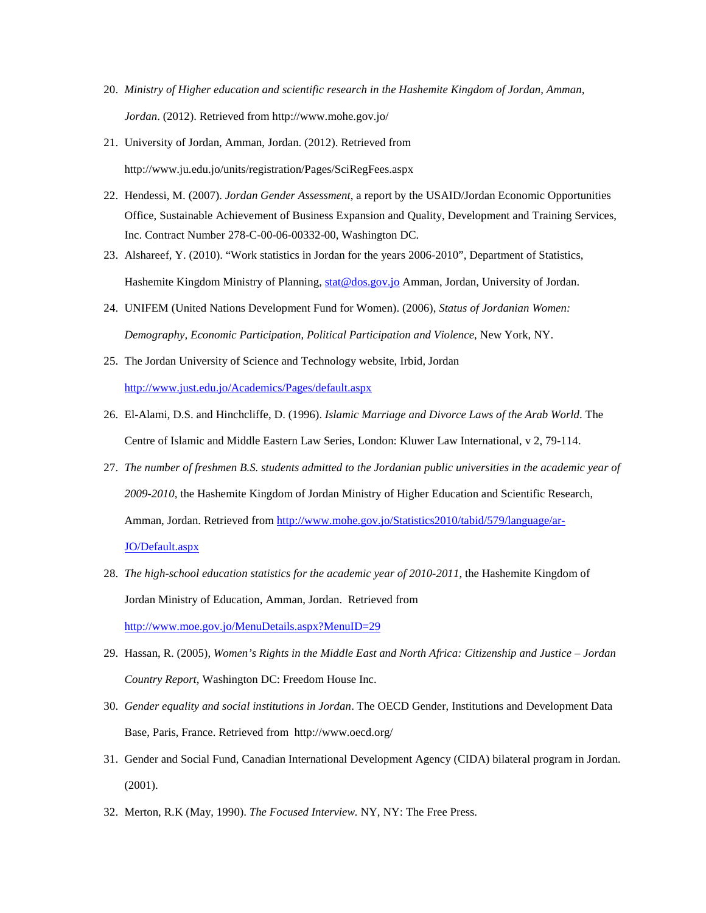20. *Ministry of Higher education and scientific research in the Hashemite Kingdom of Jordan, Amman, Jordan*. (2012). Retrieved from http://www.mohe.gov.jo/

21. University of Jordan, Amman, Jordan. (2012). Retrieved from http://www.ju.edu.jo/units/registration/Pages/SciRegFees.aspx

22. Hendessi, M. (2007). *Jordan Gender Assessment*, a report by the USAID/Jordan Economic Opportunities Office, Sustainable Achievement of Business Expansion and Quality, Development and Training Services, Inc. Contract Number 278-C-00-06-00332-00, Washington DC.

23. Alshareef, Y. (2010). "Work statistics in Jordan for the years 2006-2010", Department of Statistics, Hashemite Kingdom Ministry of Planning, stat@dos.gov.jo Amman, Jordan, University of Jordan.

24. UNIFEM (United Nations Development Fund for Women). (2006), *Status of Jordanian Women: Demography, Economic Participation, Political Participation and Violence*, New York, NY.

25. The Jordan University of Science and Technology website, Irbid, Jordan http://www.just.edu.jo/Academics/Pages/default.aspx

26. El-Alami, D.S. and Hinchcliffe, D. (1996). *Islamic Marriage and Divorce Laws of the Arab World*. The Centre of Islamic and Middle Eastern Law Series, London: Kluwer Law International, v 2, 79-114.

27. *The number of freshmen B.S. students admitted to the Jordanian public universities in the academic year of 2009-2010*, the Hashemite Kingdom of Jordan Ministry of Higher Education and Scientific Research, Amman, Jordan. Retrieved from http://www.mohe.gov.jo/Statistics2010/tabid/579/language/ar-JO/Default.aspx

28. *The high-school education statistics for the academic year of 2010-2011*, the Hashemite Kingdom of Jordan Ministry of Education, Amman, Jordan. Retrieved from http://www.moe.gov.jo/MenuDetails.aspx?MenuID=29

29. Hassan, R. (2005), *Women's Rights in the Middle East and North Africa: Citizenship and Justice – Jordan Country Report*, Washington DC: Freedom House Inc.

30. *Gender equality and social institutions in Jordan*. The OECD Gender, Institutions and Development Data Base, Paris, France. Retrieved from http://www.oecd.org/

31. Gender and Social Fund, Canadian International Development Agency (CIDA) bilateral program in Jordan. (2001).

32. Merton, R.K (May, 1990). *The Focused Interview.* NY, NY: The Free Press.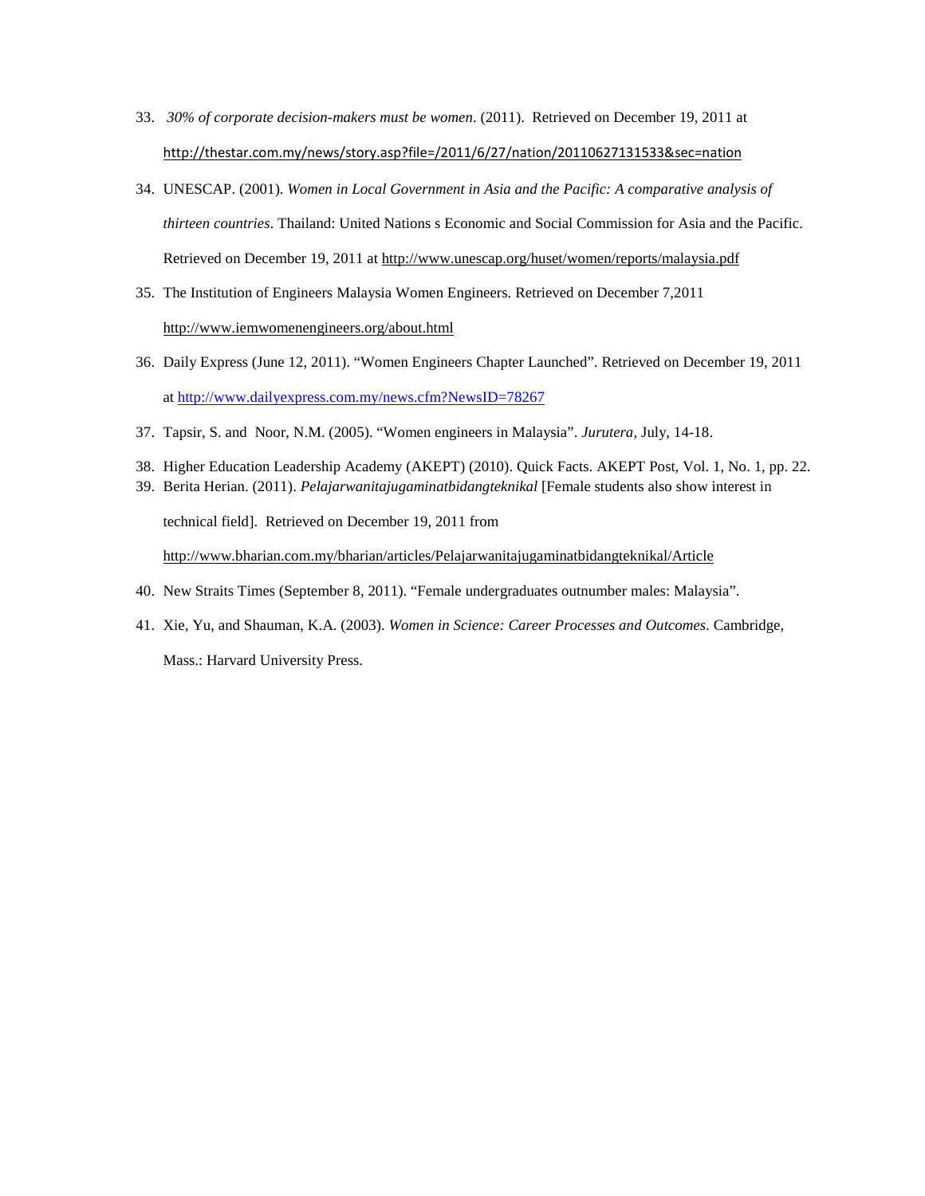33. *30% of corporate decision-makers must be women*. (2011). Retrieved on December 19, 2011 at http://thestar.com.my/news/story.asp?file=/2011/6/27/nation/20110627131533&sec=nation

34. UNESCAP. (2001). *Women in Local Government in Asia and the Pacific: A comparative analysis of thirteen countries.* Thailand: United Nations s Economic and Social Commission for Asia and the Pacific. Retrieved on December 19, 2011 at http://www.unescap.org/huset/women/reports/malaysia.pdf

35. The Institution of Engineers Malaysia Women Engineers. Retrieved on December 7,2011 http://www.iemwomenengineers.org/about.html

36. Daily Express (June 12, 2011). "Women Engineers Chapter Launched". Retrieved on December 19, 2011 at http://www.dailyexpress.com.my/news.cfm?NewsID=78267

37. Tapsir, S. and Noor, N.M. (2005). "Women engineers in Malaysia". *Jurutera,* July, 14-18.

38. Higher Education Leadership Academy (AKEPT) (2010). Quick Facts. AKEPT Post, Vol. 1, No. 1, pp. 22.

39. Berita Herian. (2011). *Pelajarwanitajugaminatbidangteknikal* [Female students also show interest in technical field]. Retrieved on December 19, 2011 from http://www.bharian.com.my/bharian/articles/Pelajarwanitajugaminatbidangteknikal/Article

40. New Straits Times (September 8, 2011). "Female undergraduates outnumber males: Malaysia".

41. Xie, Yu, and Shauman, K.A. (2003). *Women in Science: Career Processes and Outcomes.* Cambridge, Mass.: Harvard University Press.